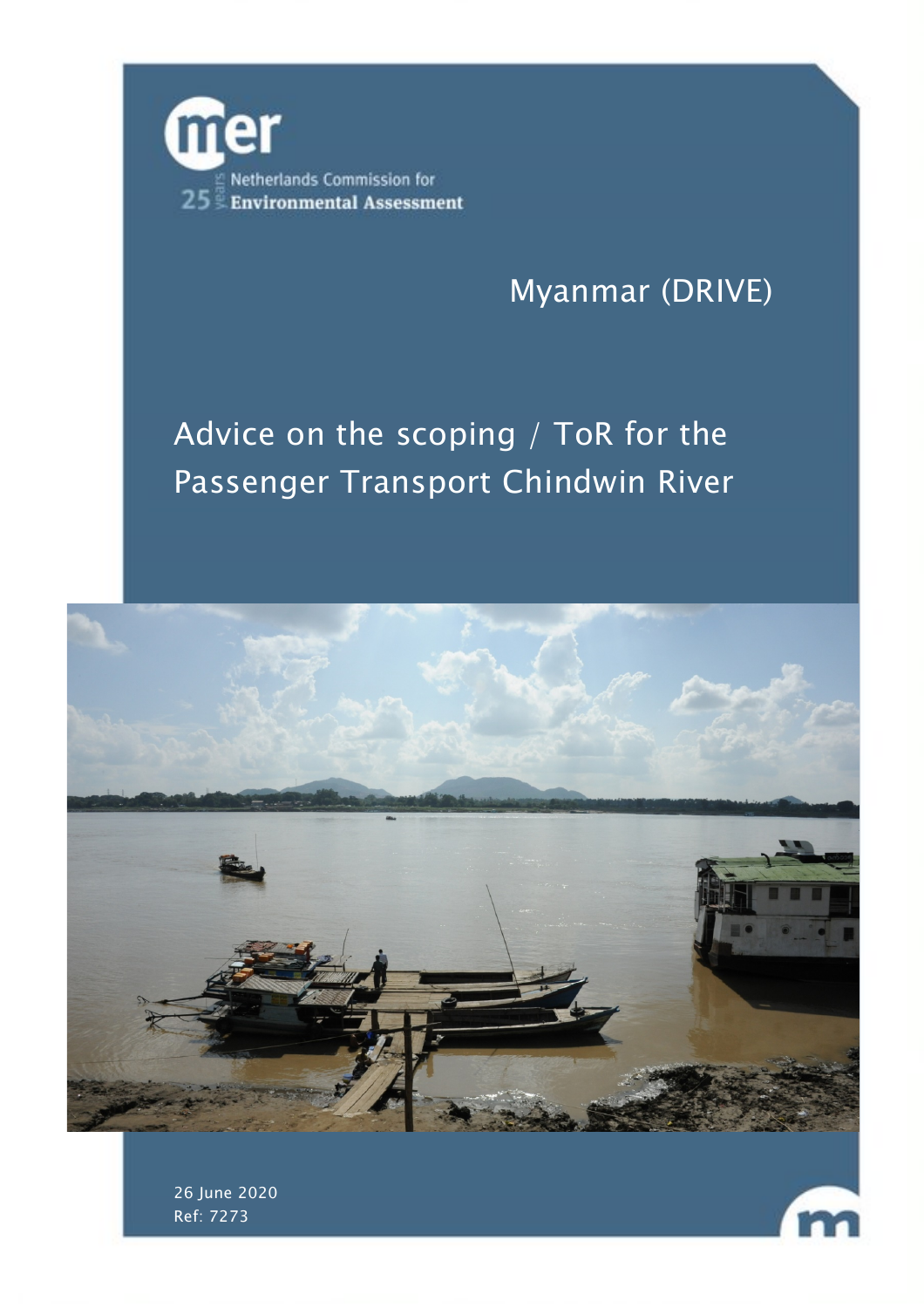Netherlands Commission for Environmental Assessment

# Myanmar (DRIVE)

## Advice on the scoping / ToR for the Passenger Transport Chindwin River

26 June 2020

Ref: 7273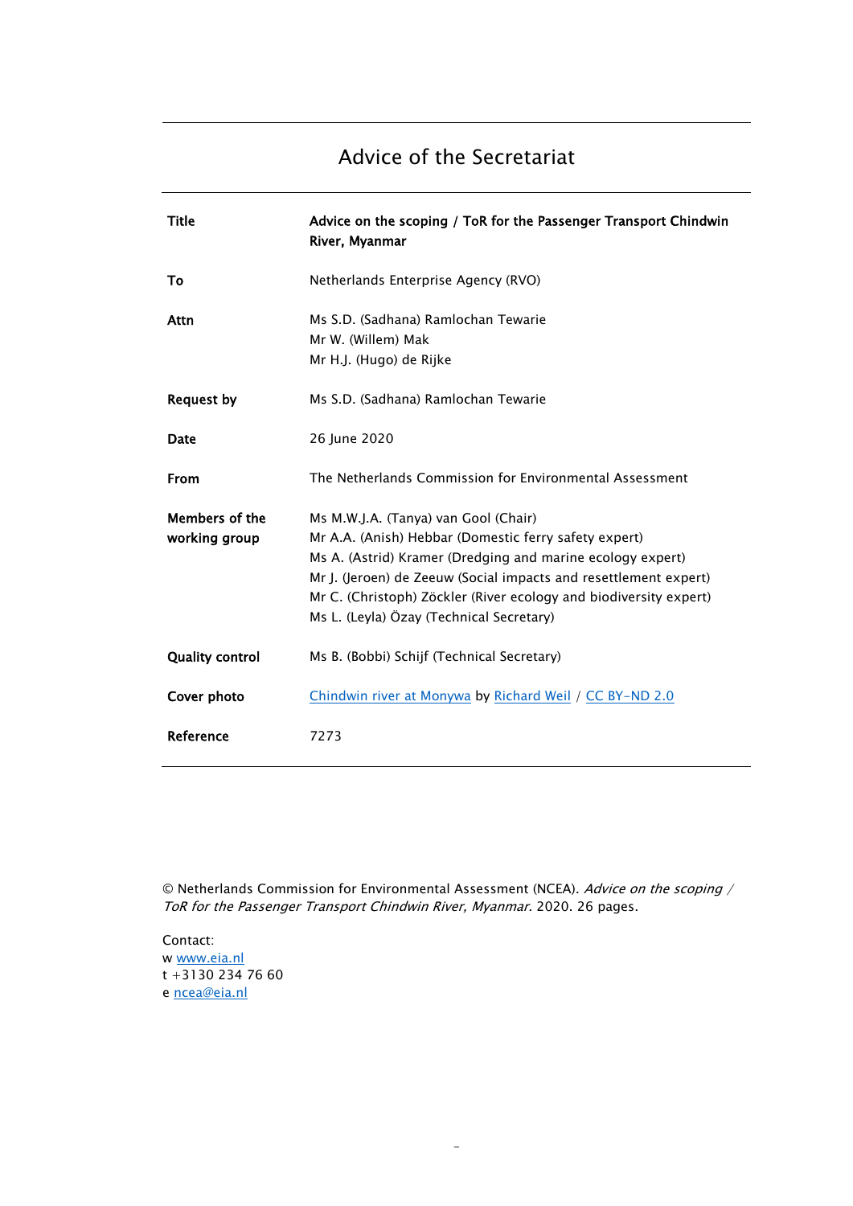# Advice of the Secretariat

| | |
|---|---|
| **Title** | **Advice on the scoping / ToR for the Passenger Transport Chindwin River, Myanmar** |
| **To** | Netherlands Enterprise Agency (RVO) |
| **Attn** | Ms S.D. (Sadhana) Ramlochan Tewarie<br>Mr W. (Willem) Mak<br>Mr H.J. (Hugo) de Rijke |
| **Request by** | Ms S.D. (Sadhana) Ramlochan Tewarie |
| **Date** | 26 June 2020 |
| **From** | The Netherlands Commission for Environmental Assessment |
| **Members of the working group** | Ms M.W.J.A. (Tanya) van Gool (Chair)<br>Mr A.A. (Anish) Hebbar (Domestic ferry safety expert)<br>Ms A. (Astrid) Kramer (Dredging and marine ecology expert)<br>Mr J. (Jeroen) de Zeeuw (Social impacts and resettlement expert)<br>Mr C. (Christoph) Zöckler (River ecology and biodiversity expert)<br>Ms L. (Leyla) Özay (Technical Secretary) |
| **Quality control** | Ms B. (Bobbi) Schijf (Technical Secretary) |
| **Cover photo** | Chindwin river at Monywa by Richard Weil / CC BY-ND 2.0 |
| **Reference** | 7273 |

© Netherlands Commission for Environmental Assessment (NCEA). *Advice on the scoping / ToR for the Passenger Transport Chindwin River, Myanmar*. 2020. 26 pages.

Contact:
w www.eia.nl
t +3130 234 76 60
e ncea@eia.nl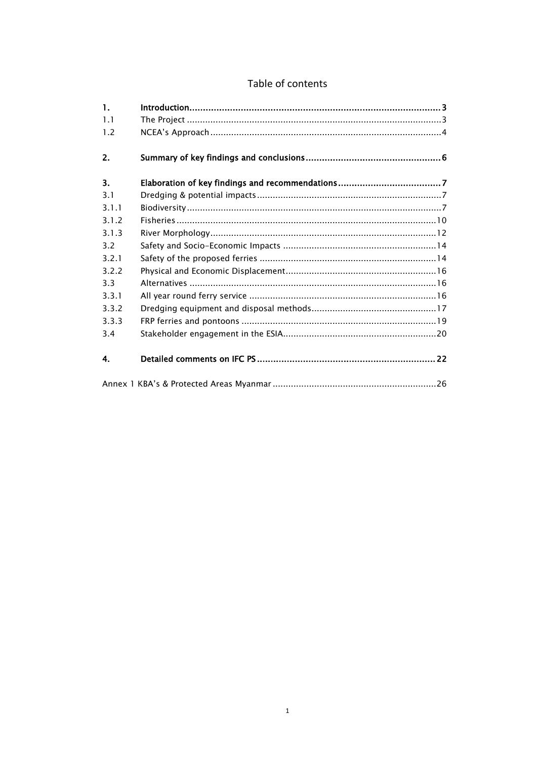# Table of contents

| | | |
|---|---|---|
| **1.** | **Introduction** | **3** |
| 1.1 | The Project | 3 |
| 1.2 | NCEA's Approach | 4 |
| **2.** | **Summary of key findings and conclusions** | **6** |
| **3.** | **Elaboration of key findings and recommendations** | **7** |
| 3.1 | Dredging & potential impacts | 7 |
| 3.1.1 | Biodiversity | 7 |
| 3.1.2 | Fisheries | 10 |
| 3.1.3 | River Morphology | 12 |
| 3.2 | Safety and Socio-Economic Impacts | 14 |
| 3.2.1 | Safety of the proposed ferries | 14 |
| 3.2.2 | Physical and Economic Displacement | 16 |
| 3.3 | Alternatives | 16 |
| 3.3.1 | All year round ferry service | 16 |
| 3.3.2 | Dredging equipment and disposal methods | 17 |
| 3.3.3 | FRP ferries and pontoons | 19 |
| 3.4 | Stakeholder engagement in the ESIA | 20 |
| **4.** | **Detailed comments on IFC PS** | **22** |
| | Annex 1 KBA's & Protected Areas Myanmar | 26 |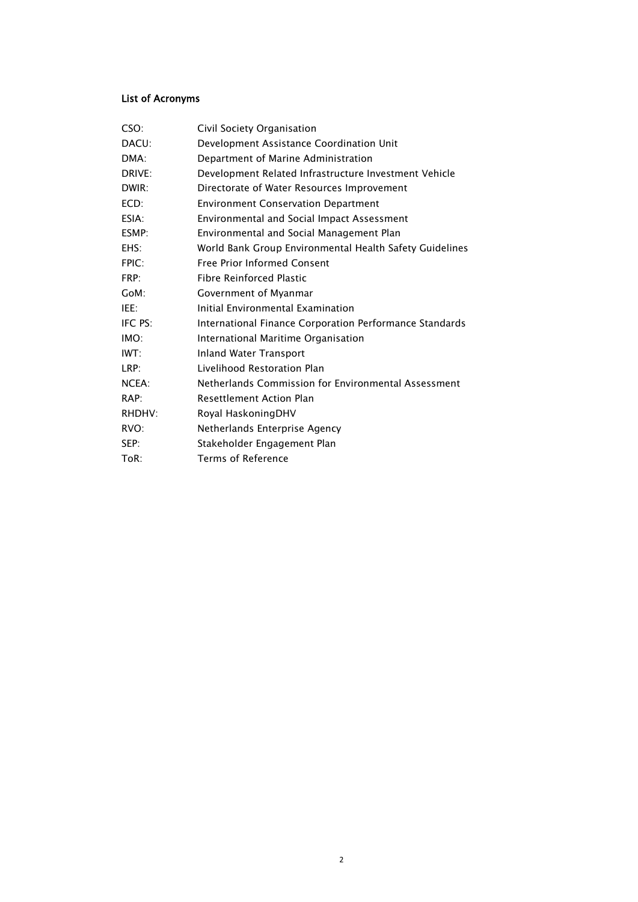#### List of Acronyms

| | |
|---|---|
| CSO: | Civil Society Organisation |
| DACU: | Development Assistance Coordination Unit |
| DMA: | Department of Marine Administration |
| DRIVE: | Development Related Infrastructure Investment Vehicle |
| DWIR: | Directorate of Water Resources Improvement |
| ECD: | Environment Conservation Department |
| ESIA: | Environmental and Social Impact Assessment |
| ESMP: | Environmental and Social Management Plan |
| EHS: | World Bank Group Environmental Health Safety Guidelines |
| FPIC: | Free Prior Informed Consent |
| FRP: | Fibre Reinforced Plastic |
| GoM: | Government of Myanmar |
| IEE: | Initial Environmental Examination |
| IFC PS: | International Finance Corporation Performance Standards |
| IMO: | International Maritime Organisation |
| IWT: | Inland Water Transport |
| LRP: | Livelihood Restoration Plan |
| NCEA: | Netherlands Commission for Environmental Assessment |
| RAP: | Resettlement Action Plan |
| RHDHV: | Royal HaskoningDHV |
| RVO: | Netherlands Enterprise Agency |
| SEP: | Stakeholder Engagement Plan |
| ToR: | Terms of Reference |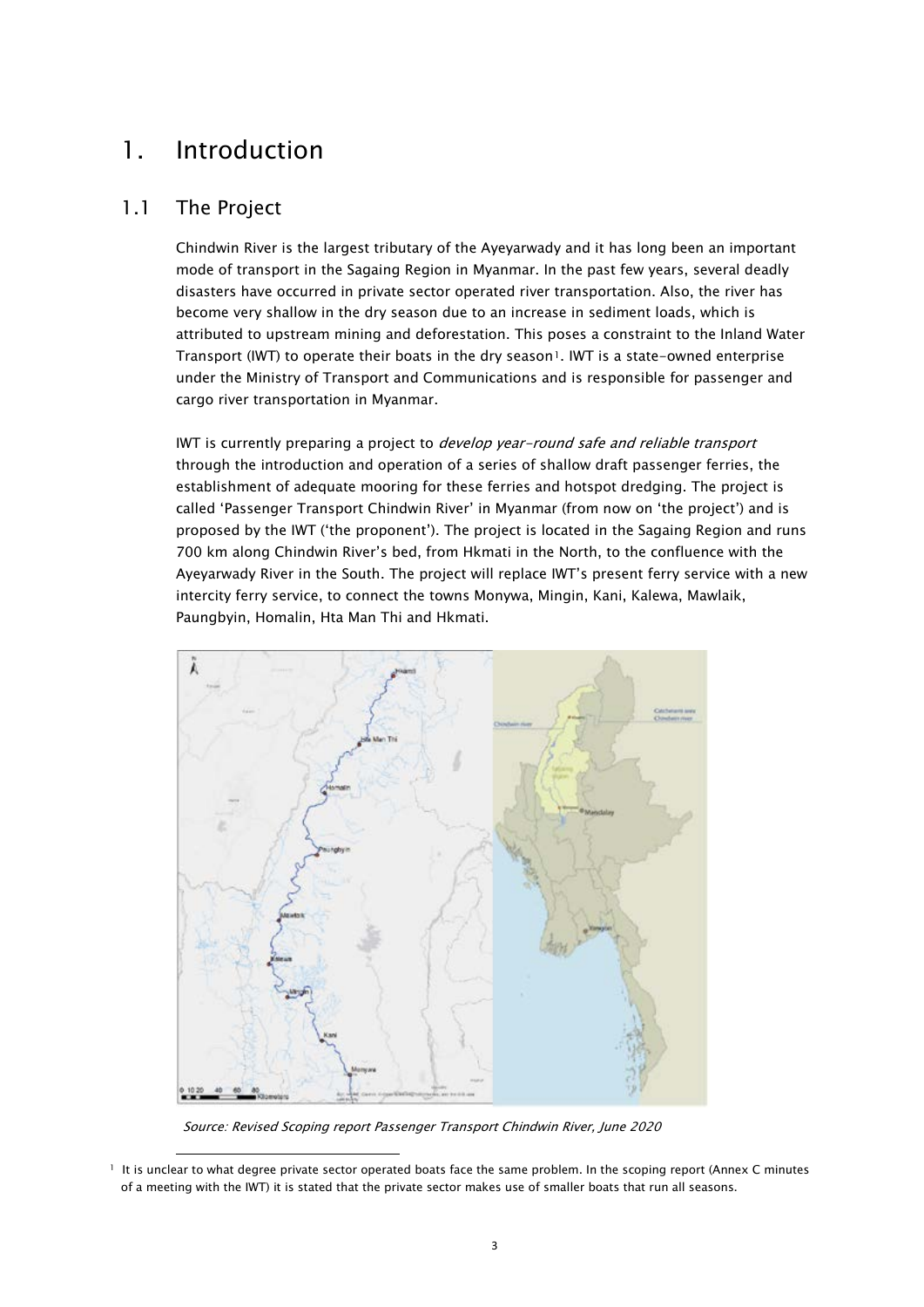# 1. Introduction

## 1.1 The Project

Chindwin River is the largest tributary of the Ayeyarwady and it has long been an important mode of transport in the Sagaing Region in Myanmar. In the past few years, several deadly disasters have occurred in private sector operated river transportation. Also, the river has become very shallow in the dry season due to an increase in sediment loads, which is attributed to upstream mining and deforestation. This poses a constraint to the Inland Water Transport (IWT) to operate their boats in the dry season[1]. IWT is a state-owned enterprise under the Ministry of Transport and Communications and is responsible for passenger and cargo river transportation in Myanmar.

IWT is currently preparing a project to *develop year-round safe and reliable transport* through the introduction and operation of a series of shallow draft passenger ferries, the establishment of adequate mooring for these ferries and hotspot dredging. The project is called 'Passenger Transport Chindwin River' in Myanmar (from now on 'the project') and is proposed by the IWT ('the proponent'). The project is located in the Sagaing Region and runs 700 km along Chindwin River's bed, from Hkmati in the North, to the confluence with the Ayeyarwady River in the South. The project will replace IWT's present ferry service with a new intercity ferry service, to connect the towns Monywa, Mingin, Kani, Kalewa, Mawlaik, Paungbyin, Homalin, Hta Man Thi and Hkmati.

*Source: Revised Scoping report Passenger Transport Chindwin River, June 2020*

[1] It is unclear to what degree private sector operated boats face the same problem. In the scoping report (Annex C minutes of a meeting with the IWT) it is stated that the private sector makes use of smaller boats that run all seasons.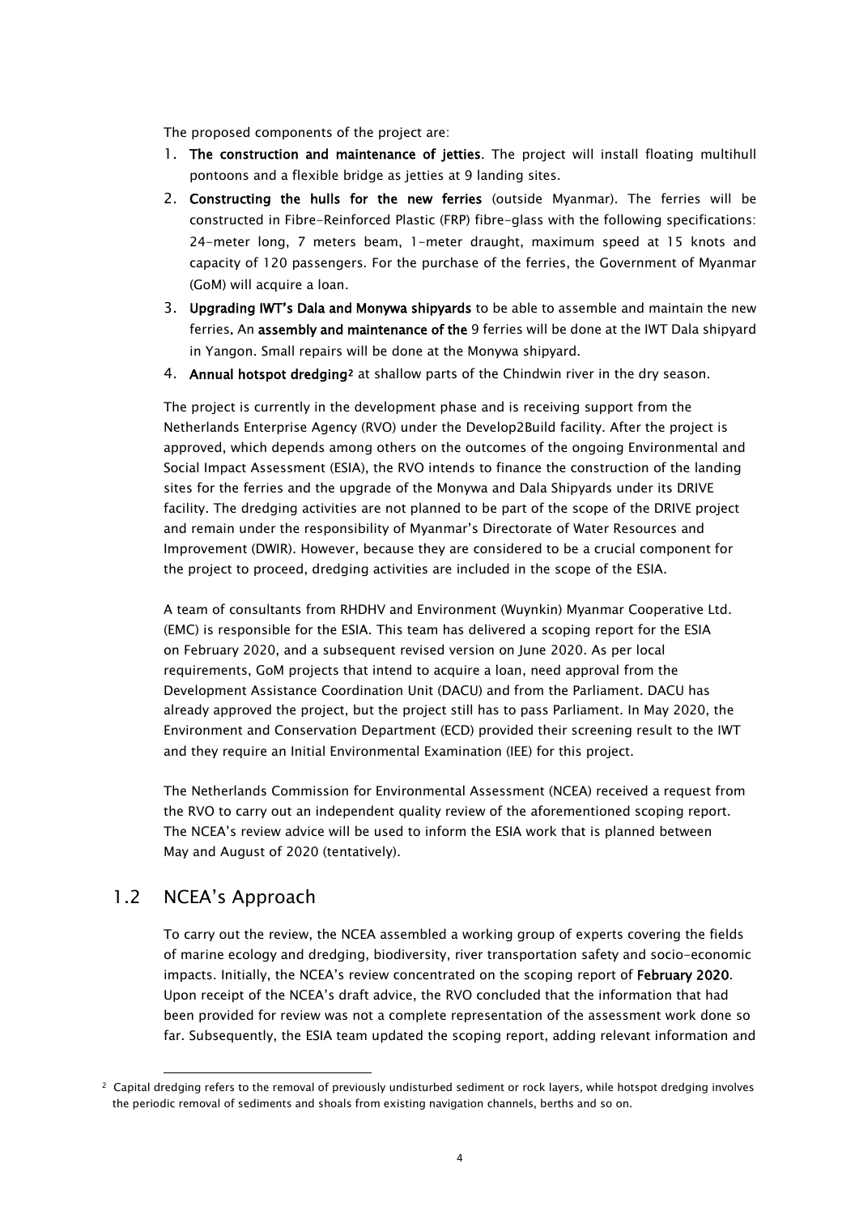The proposed components of the project are:

1. **The construction and maintenance of jetties**. The project will install floating multihull pontoons and a flexible bridge as jetties at 9 landing sites.
2. **Constructing the hulls for the new ferries** (outside Myanmar). The ferries will be constructed in Fibre-Reinforced Plastic (FRP) fibre-glass with the following specifications: 24-meter long, 7 meters beam, 1-meter draught, maximum speed at 15 knots and capacity of 120 passengers. For the purchase of the ferries, the Government of Myanmar (GoM) will acquire a loan.
3. **Upgrading IWT's Dala and Monywa shipyards** to be able to assemble and maintain the new ferries**.** An **assembly and maintenance of the** 9 ferries will be done at the IWT Dala shipyard in Yangon. Small repairs will be done at the Monywa shipyard.
4. **Annual hotspot dredging**[2] at shallow parts of the Chindwin river in the dry season.

The project is currently in the development phase and is receiving support from the Netherlands Enterprise Agency (RVO) under the Develop2Build facility. After the project is approved, which depends among others on the outcomes of the ongoing Environmental and Social Impact Assessment (ESIA), the RVO intends to finance the construction of the landing sites for the ferries and the upgrade of the Monywa and Dala Shipyards under its DRIVE facility. The dredging activities are not planned to be part of the scope of the DRIVE project and remain under the responsibility of Myanmar's Directorate of Water Resources and Improvement (DWIR). However, because they are considered to be a crucial component for the project to proceed, dredging activities are included in the scope of the ESIA.

A team of consultants from RHDHV and Environment (Wuynkin) Myanmar Cooperative Ltd. (EMC) is responsible for the ESIA. This team has delivered a scoping report for the ESIA on February 2020, and a subsequent revised version on June 2020. As per local requirements, GoM projects that intend to acquire a loan, need approval from the Development Assistance Coordination Unit (DACU) and from the Parliament. DACU has already approved the project, but the project still has to pass Parliament. In May 2020, the Environment and Conservation Department (ECD) provided their screening result to the IWT and they require an Initial Environmental Examination (IEE) for this project.

The Netherlands Commission for Environmental Assessment (NCEA) received a request from the RVO to carry out an independent quality review of the aforementioned scoping report. The NCEA's review advice will be used to inform the ESIA work that is planned between May and August of 2020 (tentatively).

## 1.2 NCEA's Approach

To carry out the review, the NCEA assembled a working group of experts covering the fields of marine ecology and dredging, biodiversity, river transportation safety and socio-economic impacts. Initially, the NCEA's review concentrated on the scoping report of **February 2020**. Upon receipt of the NCEA's draft advice, the RVO concluded that the information that had been provided for review was not a complete representation of the assessment work done so far. Subsequently, the ESIA team updated the scoping report, adding relevant information and

[2] Capital dredging refers to the removal of previously undisturbed sediment or rock layers, while hotspot dredging involves the periodic removal of sediments and shoals from existing navigation channels, berths and so on.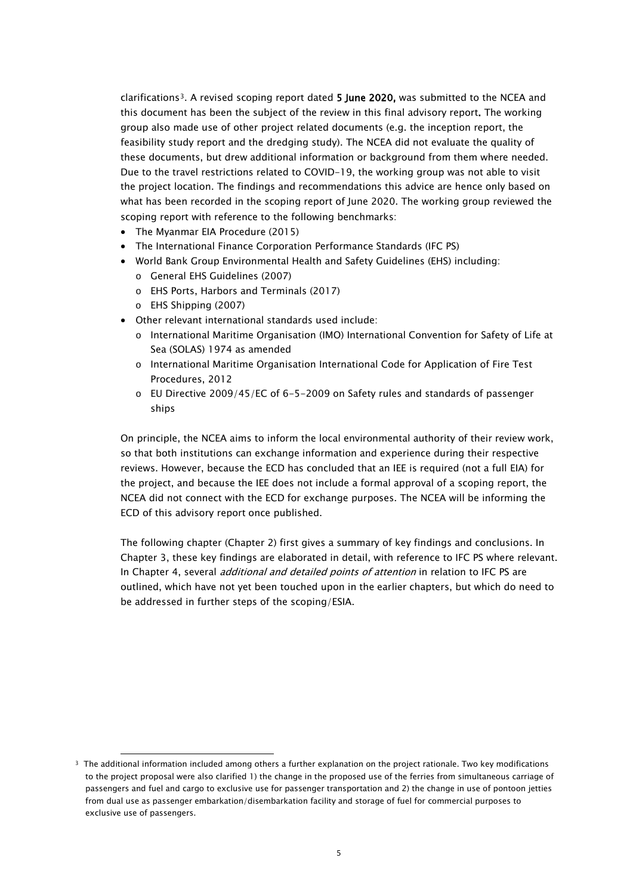clarifications[3]. A revised scoping report dated **5 June 2020,** was submitted to the NCEA and this document has been the subject of the review in this final advisory report**.** The working group also made use of other project related documents (e.g. the inception report, the feasibility study report and the dredging study). The NCEA did not evaluate the quality of these documents, but drew additional information or background from them where needed. Due to the travel restrictions related to COVID-19, the working group was not able to visit the project location. The findings and recommendations this advice are hence only based on what has been recorded in the scoping report of June 2020. The working group reviewed the scoping report with reference to the following benchmarks:

- The Myanmar EIA Procedure (2015)
- The International Finance Corporation Performance Standards (IFC PS)
- World Bank Group Environmental Health and Safety Guidelines (EHS) including:
  - General EHS Guidelines (2007)
  - EHS Ports, Harbors and Terminals (2017)
  - EHS Shipping (2007)
- Other relevant international standards used include:
  - International Maritime Organisation (IMO) International Convention for Safety of Life at Sea (SOLAS) 1974 as amended
  - International Maritime Organisation International Code for Application of Fire Test Procedures, 2012
  - EU Directive 2009/45/EC of 6-5-2009 on Safety rules and standards of passenger ships

On principle, the NCEA aims to inform the local environmental authority of their review work, so that both institutions can exchange information and experience during their respective reviews. However, because the ECD has concluded that an IEE is required (not a full EIA) for the project, and because the IEE does not include a formal approval of a scoping report, the NCEA did not connect with the ECD for exchange purposes. The NCEA will be informing the ECD of this advisory report once published.

The following chapter (Chapter 2) first gives a summary of key findings and conclusions. In Chapter 3, these key findings are elaborated in detail, with reference to IFC PS where relevant. In Chapter 4, several *additional and detailed points of attention* in relation to IFC PS are outlined, which have not yet been touched upon in the earlier chapters, but which do need to be addressed in further steps of the scoping/ESIA.

[3] The additional information included among others a further explanation on the project rationale. Two key modifications to the project proposal were also clarified 1) the change in the proposed use of the ferries from simultaneous carriage of passengers and fuel and cargo to exclusive use for passenger transportation and 2) the change in use of pontoon jetties from dual use as passenger embarkation/disembarkation facility and storage of fuel for commercial purposes to exclusive use of passengers.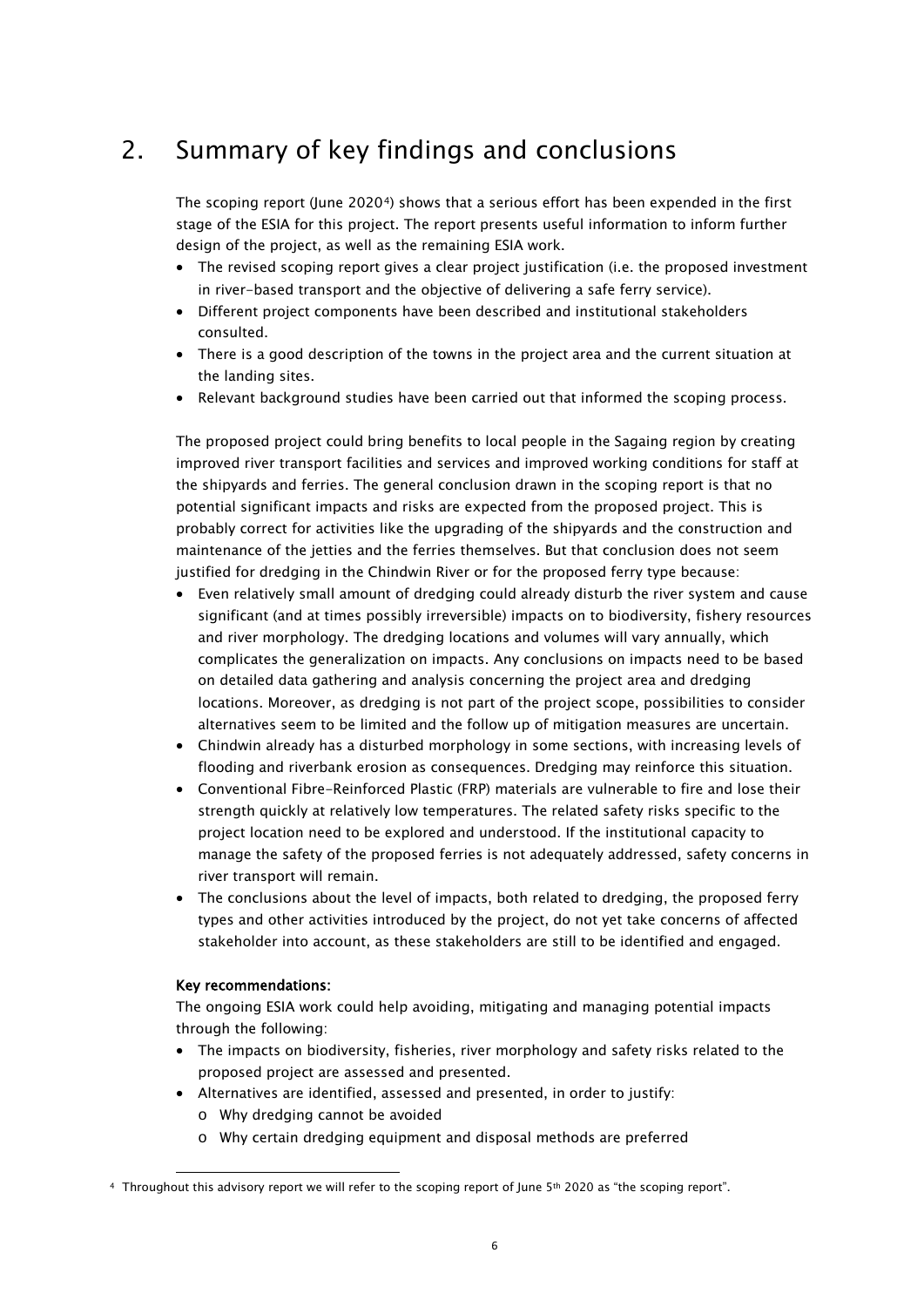# 2. Summary of key findings and conclusions

The scoping report (June 2020[4]) shows that a serious effort has been expended in the first stage of the ESIA for this project. The report presents useful information to inform further design of the project, as well as the remaining ESIA work.

- The revised scoping report gives a clear project justification (i.e. the proposed investment in river-based transport and the objective of delivering a safe ferry service).
- Different project components have been described and institutional stakeholders consulted.
- There is a good description of the towns in the project area and the current situation at the landing sites.
- Relevant background studies have been carried out that informed the scoping process.

The proposed project could bring benefits to local people in the Sagaing region by creating improved river transport facilities and services and improved working conditions for staff at the shipyards and ferries. The general conclusion drawn in the scoping report is that no potential significant impacts and risks are expected from the proposed project. This is probably correct for activities like the upgrading of the shipyards and the construction and maintenance of the jetties and the ferries themselves. But that conclusion does not seem justified for dredging in the Chindwin River or for the proposed ferry type because:

- Even relatively small amount of dredging could already disturb the river system and cause significant (and at times possibly irreversible) impacts on to biodiversity, fishery resources and river morphology. The dredging locations and volumes will vary annually, which complicates the generalization on impacts. Any conclusions on impacts need to be based on detailed data gathering and analysis concerning the project area and dredging locations. Moreover, as dredging is not part of the project scope, possibilities to consider alternatives seem to be limited and the follow up of mitigation measures are uncertain.
- Chindwin already has a disturbed morphology in some sections, with increasing levels of flooding and riverbank erosion as consequences. Dredging may reinforce this situation.
- Conventional Fibre-Reinforced Plastic (FRP) materials are vulnerable to fire and lose their strength quickly at relatively low temperatures. The related safety risks specific to the project location need to be explored and understood. If the institutional capacity to manage the safety of the proposed ferries is not adequately addressed, safety concerns in river transport will remain.
- The conclusions about the level of impacts, both related to dredging, the proposed ferry types and other activities introduced by the project, do not yet take concerns of affected stakeholder into account, as these stakeholders are still to be identified and engaged.

**Key recommendations:**

The ongoing ESIA work could help avoiding, mitigating and managing potential impacts through the following:

- The impacts on biodiversity, fisheries, river morphology and safety risks related to the proposed project are assessed and presented.
- Alternatives are identified, assessed and presented, in order to justify:
  - Why dredging cannot be avoided
  - Why certain dredging equipment and disposal methods are preferred

[4] Throughout this advisory report we will refer to the scoping report of June 5th 2020 as "the scoping report".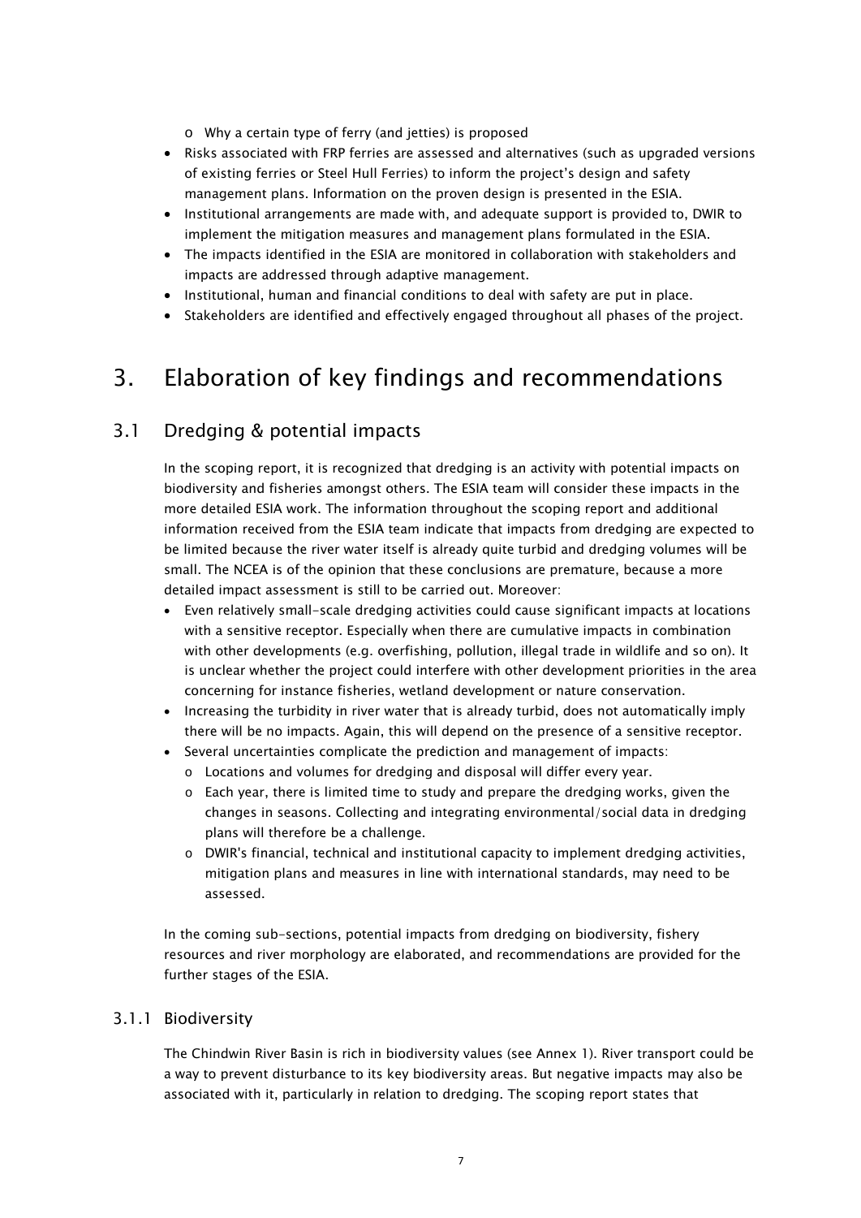- Why a certain type of ferry (and jetties) is proposed
- Risks associated with FRP ferries are assessed and alternatives (such as upgraded versions of existing ferries or Steel Hull Ferries) to inform the project's design and safety management plans. Information on the proven design is presented in the ESIA.
- Institutional arrangements are made with, and adequate support is provided to, DWIR to implement the mitigation measures and management plans formulated in the ESIA.
- The impacts identified in the ESIA are monitored in collaboration with stakeholders and impacts are addressed through adaptive management.
- Institutional, human and financial conditions to deal with safety are put in place.
- Stakeholders are identified and effectively engaged throughout all phases of the project.

# 3. Elaboration of key findings and recommendations

## 3.1 Dredging & potential impacts

In the scoping report, it is recognized that dredging is an activity with potential impacts on biodiversity and fisheries amongst others. The ESIA team will consider these impacts in the more detailed ESIA work. The information throughout the scoping report and additional information received from the ESIA team indicate that impacts from dredging are expected to be limited because the river water itself is already quite turbid and dredging volumes will be small. The NCEA is of the opinion that these conclusions are premature, because a more detailed impact assessment is still to be carried out. Moreover:

- Even relatively small-scale dredging activities could cause significant impacts at locations with a sensitive receptor. Especially when there are cumulative impacts in combination with other developments (e.g. overfishing, pollution, illegal trade in wildlife and so on). It is unclear whether the project could interfere with other development priorities in the area concerning for instance fisheries, wetland development or nature conservation.
- Increasing the turbidity in river water that is already turbid, does not automatically imply there will be no impacts. Again, this will depend on the presence of a sensitive receptor.
- Several uncertainties complicate the prediction and management of impacts:
  - Locations and volumes for dredging and disposal will differ every year.
  - Each year, there is limited time to study and prepare the dredging works, given the changes in seasons. Collecting and integrating environmental/social data in dredging plans will therefore be a challenge.
  - DWIR's financial, technical and institutional capacity to implement dredging activities, mitigation plans and measures in line with international standards, may need to be assessed.

In the coming sub-sections, potential impacts from dredging on biodiversity, fishery resources and river morphology are elaborated, and recommendations are provided for the further stages of the ESIA.

### 3.1.1 Biodiversity

The Chindwin River Basin is rich in biodiversity values (see Annex 1). River transport could be a way to prevent disturbance to its key biodiversity areas. But negative impacts may also be associated with it, particularly in relation to dredging. The scoping report states that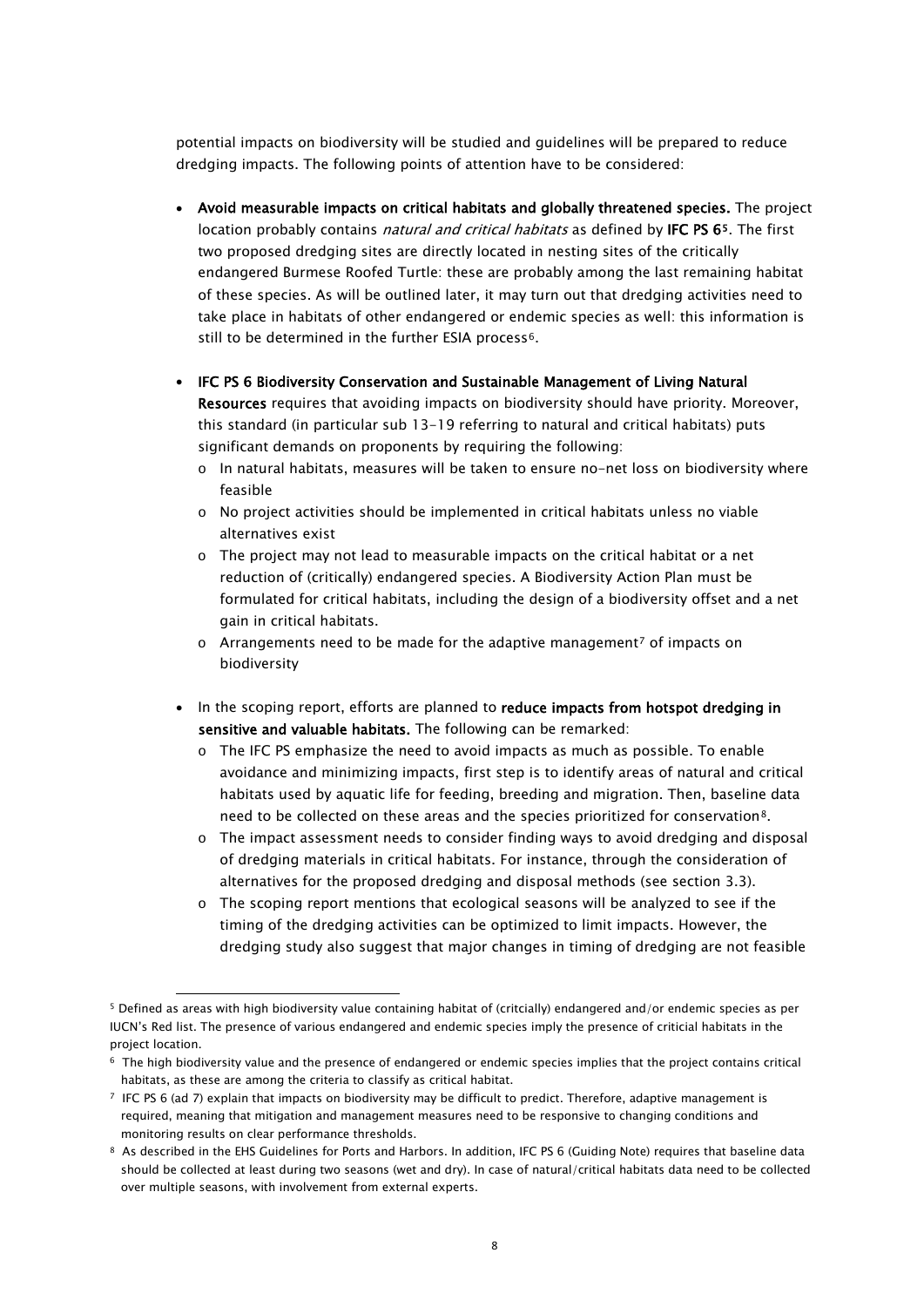potential impacts on biodiversity will be studied and guidelines will be prepared to reduce dredging impacts. The following points of attention have to be considered:

- **Avoid measurable impacts on critical habitats and globally threatened species.** The project location probably contains *natural and critical habitats* as defined by **IFC PS 6**[5]. The first two proposed dredging sites are directly located in nesting sites of the critically endangered Burmese Roofed Turtle: these are probably among the last remaining habitat of these species. As will be outlined later, it may turn out that dredging activities need to take place in habitats of other endangered or endemic species as well: this information is still to be determined in the further ESIA process[6].

- **IFC PS 6 Biodiversity Conservation and Sustainable Management of Living Natural Resources** requires that avoiding impacts on biodiversity should have priority. Moreover, this standard (in particular sub 13-19 referring to natural and critical habitats) puts significant demands on proponents by requiring the following:
  - In natural habitats, measures will be taken to ensure no-net loss on biodiversity where feasible
  - No project activities should be implemented in critical habitats unless no viable alternatives exist
  - The project may not lead to measurable impacts on the critical habitat or a net reduction of (critically) endangered species. A Biodiversity Action Plan must be formulated for critical habitats, including the design of a biodiversity offset and a net gain in critical habitats.
  - Arrangements need to be made for the adaptive management[7] of impacts on biodiversity

- In the scoping report, efforts are planned to **reduce impacts from hotspot dredging in sensitive and valuable habitats.** The following can be remarked:
  - The IFC PS emphasize the need to avoid impacts as much as possible. To enable avoidance and minimizing impacts, first step is to identify areas of natural and critical habitats used by aquatic life for feeding, breeding and migration. Then, baseline data need to be collected on these areas and the species prioritized for conservation[8].
  - The impact assessment needs to consider finding ways to avoid dredging and disposal of dredging materials in critical habitats. For instance, through the consideration of alternatives for the proposed dredging and disposal methods (see section 3.3).
  - The scoping report mentions that ecological seasons will be analyzed to see if the timing of the dredging activities can be optimized to limit impacts. However, the dredging study also suggest that major changes in timing of dredging are not feasible

---

[5] Defined as areas with high biodiversity value containing habitat of (crtcially) endangered and/or endemic species as per IUCN's Red list. The presence of various endangered and endemic species imply the presence of criticial habitats in the project location.

[6] The high biodiversity value and the presence of endangered or endemic species implies that the project contains critical habitats, as these are among the criteria to classify as critical habitat.

[7] IFC PS 6 (ad 7) explain that impacts on biodiversity may be difficult to predict. Therefore, adaptive management is required, meaning that mitigation and management measures need to be responsive to changing conditions and monitoring results on clear performance thresholds.

[8] As described in the EHS Guidelines for Ports and Harbors. In addition, IFC PS 6 (Guiding Note) requires that baseline data should be collected at least during two seasons (wet and dry). In case of natural/critical habitats data need to be collected over multiple seasons, with involvement from external experts.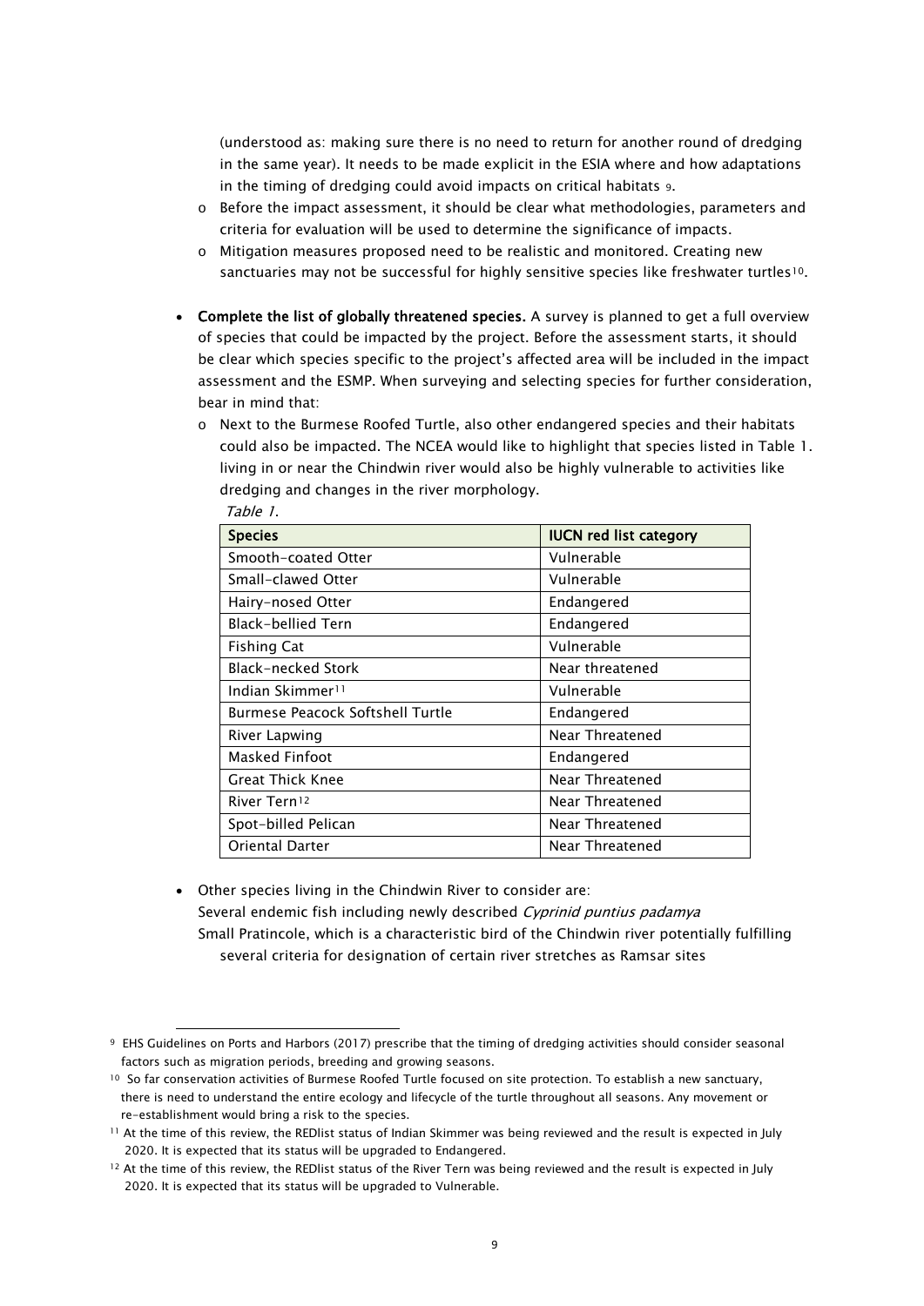(understood as: making sure there is no need to return for another round of dredging in the same year). It needs to be made explicit in the ESIA where and how adaptations in the timing of dredging could avoid impacts on critical habitats [9].

- Before the impact assessment, it should be clear what methodologies, parameters and criteria for evaluation will be used to determine the significance of impacts.
- Mitigation measures proposed need to be realistic and monitored. Creating new sanctuaries may not be successful for highly sensitive species like freshwater turtles[10].

- **Complete the list of globally threatened species.** A survey is planned to get a full overview of species that could be impacted by the project. Before the assessment starts, it should be clear which species specific to the project's affected area will be included in the impact assessment and the ESMP. When surveying and selecting species for further consideration, bear in mind that:
  - Next to the Burmese Roofed Turtle, also other endangered species and their habitats could also be impacted. The NCEA would like to highlight that species listed in Table 1. living in or near the Chindwin river would also be highly vulnerable to activities like dredging and changes in the river morphology.

*Table 1.*

| Species | IUCN red list category |
|---|---|
| Smooth-coated Otter | Vulnerable |
| Small-clawed Otter | Vulnerable |
| Hairy-nosed Otter | Endangered |
| Black-bellied Tern | Endangered |
| Fishing Cat | Vulnerable |
| Black-necked Stork | Near threatened |
| Indian Skimmer[11] | Vulnerable |
| Burmese Peacock Softshell Turtle | Endangered |
| River Lapwing | Near Threatened |
| Masked Finfoot | Endangered |
| Great Thick Knee | Near Threatened |
| River Tern[12] | Near Threatened |
| Spot-billed Pelican | Near Threatened |
| Oriental Darter | Near Threatened |

- Other species living in the Chindwin River to consider are:
  Several endemic fish including newly described *Cyprinid puntius padamya*
  Small Pratincole, which is a characteristic bird of the Chindwin river potentially fulfilling several criteria for designation of certain river stretches as Ramsar sites

---

[9] EHS Guidelines on Ports and Harbors (2017) prescribe that the timing of dredging activities should consider seasonal factors such as migration periods, breeding and growing seasons.

[10] So far conservation activities of Burmese Roofed Turtle focused on site protection. To establish a new sanctuary, there is need to understand the entire ecology and lifecycle of the turtle throughout all seasons. Any movement or re-establishment would bring a risk to the species.

[11] At the time of this review, the REDlist status of Indian Skimmer was being reviewed and the result is expected in July 2020. It is expected that its status will be upgraded to Endangered.

[12] At the time of this review, the REDlist status of the River Tern was being reviewed and the result is expected in July 2020. It is expected that its status will be upgraded to Vulnerable.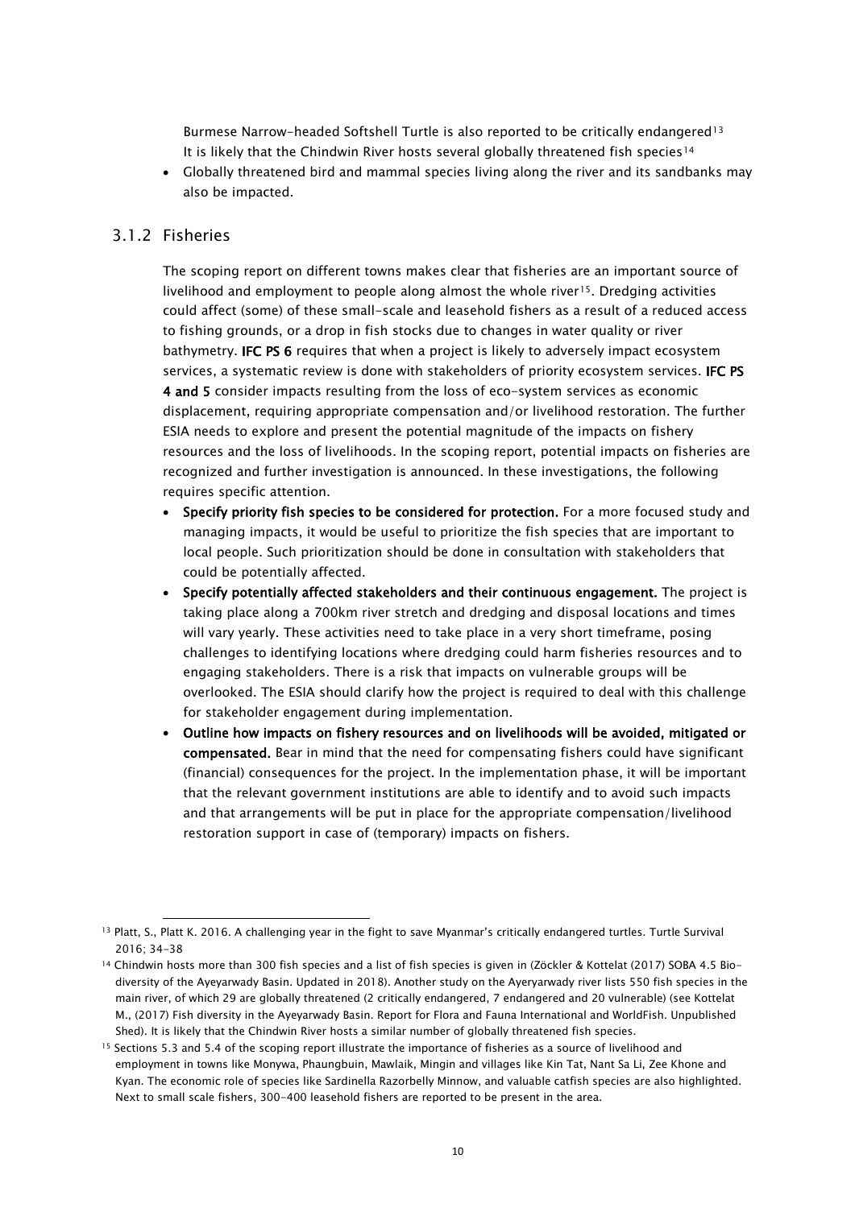Burmese Narrow-headed Softshell Turtle is also reported to be critically endangered[13] It is likely that the Chindwin River hosts several globally threatened fish species[14]

- Globally threatened bird and mammal species living along the river and its sandbanks may also be impacted.

### 3.1.2 Fisheries

The scoping report on different towns makes clear that fisheries are an important source of livelihood and employment to people along almost the whole river[15]. Dredging activities could affect (some) of these small-scale and leasehold fishers as a result of a reduced access to fishing grounds, or a drop in fish stocks due to changes in water quality or river bathymetry. **IFC PS 6** requires that when a project is likely to adversely impact ecosystem services, a systematic review is done with stakeholders of priority ecosystem services. **IFC PS 4 and 5** consider impacts resulting from the loss of eco-system services as economic displacement, requiring appropriate compensation and/or livelihood restoration. The further ESIA needs to explore and present the potential magnitude of the impacts on fishery resources and the loss of livelihoods. In the scoping report, potential impacts on fisheries are recognized and further investigation is announced. In these investigations, the following requires specific attention.

- **Specify priority fish species to be considered for protection.** For a more focused study and managing impacts, it would be useful to prioritize the fish species that are important to local people. Such prioritization should be done in consultation with stakeholders that could be potentially affected.
- **Specify potentially affected stakeholders and their continuous engagement.** The project is taking place along a 700km river stretch and dredging and disposal locations and times will vary yearly. These activities need to take place in a very short timeframe, posing challenges to identifying locations where dredging could harm fisheries resources and to engaging stakeholders. There is a risk that impacts on vulnerable groups will be overlooked. The ESIA should clarify how the project is required to deal with this challenge for stakeholder engagement during implementation.
- **Outline how impacts on fishery resources and on livelihoods will be avoided, mitigated or compensated.** Bear in mind that the need for compensating fishers could have significant (financial) consequences for the project. In the implementation phase, it will be important that the relevant government institutions are able to identify and to avoid such impacts and that arrangements will be put in place for the appropriate compensation/livelihood restoration support in case of (temporary) impacts on fishers.

---

[13] Platt, S., Platt K. 2016. A challenging year in the fight to save Myanmar's critically endangered turtles. Turtle Survival 2016; 34-38

[14] Chindwin hosts more than 300 fish species and a list of fish species is given in (Zöckler & Kottelat (2017) SOBA 4.5 Bio-diversity of the Ayeyarwady Basin. Updated in 2018). Another study on the Ayeryarwady river lists 550 fish species in the main river, of which 29 are globally threatened (2 critically endangered, 7 endangered and 20 vulnerable) (see Kottelat M., (2017) Fish diversity in the Ayeyarwady Basin. Report for Flora and Fauna International and WorldFish. Unpublished Shed). It is likely that the Chindwin River hosts a similar number of globally threatened fish species.

[15] Sections 5.3 and 5.4 of the scoping report illustrate the importance of fisheries as a source of livelihood and employment in towns like Monywa, Phaungbuin, Mawlaik, Mingin and villages like Kin Tat, Nant Sa Li, Zee Khone and Kyan. The economic role of species like Sardinella Razorbelly Minnow, and valuable catfish species are also highlighted. Next to small scale fishers, 300-400 leasehold fishers are reported to be present in the area.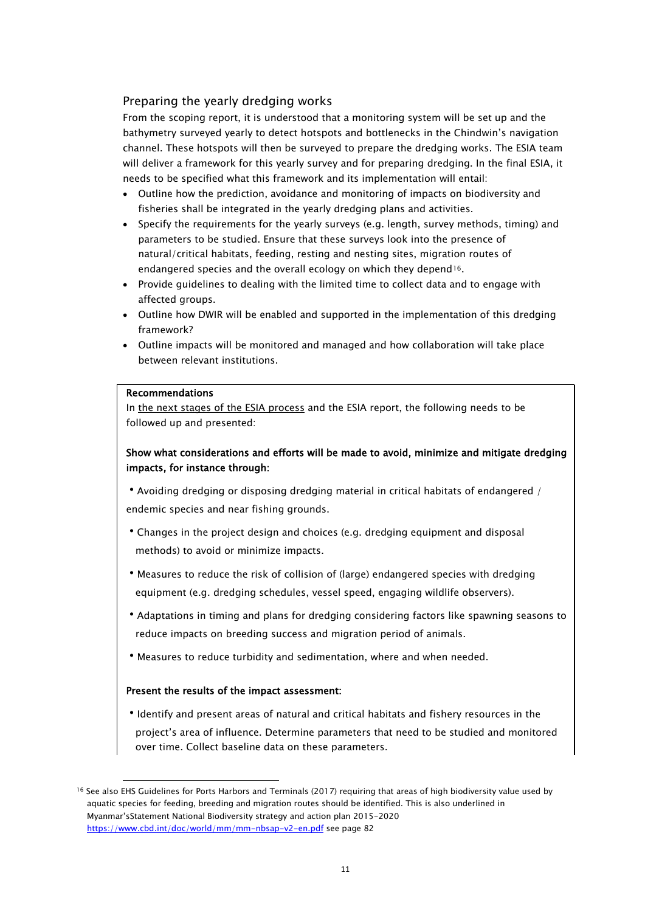## Preparing the yearly dredging works

From the scoping report, it is understood that a monitoring system will be set up and the bathymetry surveyed yearly to detect hotspots and bottlenecks in the Chindwin's navigation channel. These hotspots will then be surveyed to prepare the dredging works. The ESIA team will deliver a framework for this yearly survey and for preparing dredging. In the final ESIA, it needs to be specified what this framework and its implementation will entail:

- Outline how the prediction, avoidance and monitoring of impacts on biodiversity and fisheries shall be integrated in the yearly dredging plans and activities.
- Specify the requirements for the yearly surveys (e.g. length, survey methods, timing) and parameters to be studied. Ensure that these surveys look into the presence of natural/critical habitats, feeding, resting and nesting sites, migration routes of endangered species and the overall ecology on which they depend[16].
- Provide guidelines to dealing with the limited time to collect data and to engage with affected groups.
- Outline how DWIR will be enabled and supported in the implementation of this dredging framework?
- Outline impacts will be monitored and managed and how collaboration will take place between relevant institutions.

**Recommendations**

In <u>the next stages of the ESIA process</u> and the ESIA report, the following needs to be followed up and presented:

**Show what considerations and efforts will be made to avoid, minimize and mitigate dredging impacts, for instance through:**

- Avoiding dredging or disposing dredging material in critical habitats of endangered / endemic species and near fishing grounds.
- Changes in the project design and choices (e.g. dredging equipment and disposal methods) to avoid or minimize impacts.
- Measures to reduce the risk of collision of (large) endangered species with dredging equipment (e.g. dredging schedules, vessel speed, engaging wildlife observers).
- Adaptations in timing and plans for dredging considering factors like spawning seasons to reduce impacts on breeding success and migration period of animals.
- Measures to reduce turbidity and sedimentation, where and when needed.

**Present the results of the impact assessment:**

- Identify and present areas of natural and critical habitats and fishery resources in the project's area of influence. Determine parameters that need to be studied and monitored over time. Collect baseline data on these parameters.

---

[16] See also EHS Guidelines for Ports Harbors and Terminals (2017) requiring that areas of high biodiversity value used by aquatic species for feeding, breeding and migration routes should be identified. This is also underlined in Myanmar'sStatement National Biodiversity strategy and action plan 2015-2020 https://www.cbd.int/doc/world/mm/mm-nbsap-v2-en.pdf see page 82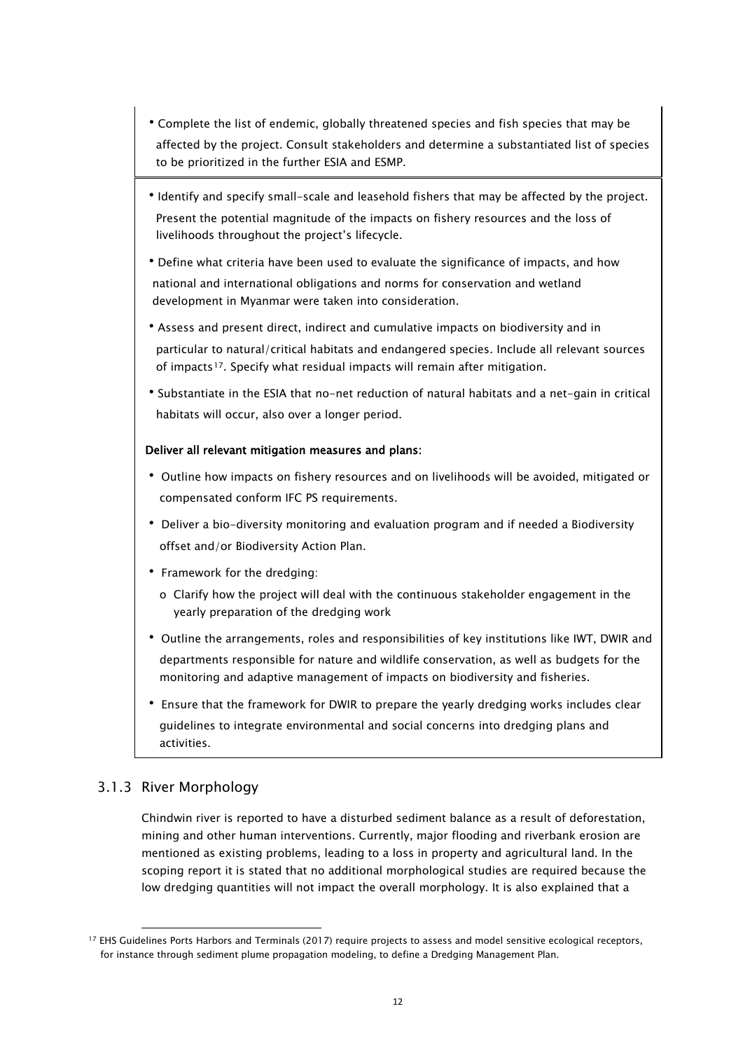- Complete the list of endemic, globally threatened species and fish species that may be affected by the project. Consult stakeholders and determine a substantiated list of species to be prioritized in the further ESIA and ESMP.

- Identify and specify small-scale and leasehold fishers that may be affected by the project. Present the potential magnitude of the impacts on fishery resources and the loss of livelihoods throughout the project's lifecycle.
- Define what criteria have been used to evaluate the significance of impacts, and how national and international obligations and norms for conservation and wetland development in Myanmar were taken into consideration.
- Assess and present direct, indirect and cumulative impacts on biodiversity and in particular to natural/critical habitats and endangered species. Include all relevant sources of impacts[17]. Specify what residual impacts will remain after mitigation.
- Substantiate in the ESIA that no-net reduction of natural habitats and a net-gain in critical habitats will occur, also over a longer period.

**Deliver all relevant mitigation measures and plans:**

- Outline how impacts on fishery resources and on livelihoods will be avoided, mitigated or compensated conform IFC PS requirements.
- Deliver a bio-diversity monitoring and evaluation program and if needed a Biodiversity offset and/or Biodiversity Action Plan.
- Framework for the dredging:
  - o Clarify how the project will deal with the continuous stakeholder engagement in the yearly preparation of the dredging work
- Outline the arrangements, roles and responsibilities of key institutions like IWT, DWIR and departments responsible for nature and wildlife conservation, as well as budgets for the monitoring and adaptive management of impacts on biodiversity and fisheries.
- Ensure that the framework for DWIR to prepare the yearly dredging works includes clear guidelines to integrate environmental and social concerns into dredging plans and activities.

### 3.1.3 River Morphology

Chindwin river is reported to have a disturbed sediment balance as a result of deforestation, mining and other human interventions. Currently, major flooding and riverbank erosion are mentioned as existing problems, leading to a loss in property and agricultural land. In the scoping report it is stated that no additional morphological studies are required because the low dredging quantities will not impact the overall morphology. It is also explained that a

[17] EHS Guidelines Ports Harbors and Terminals (2017) require projects to assess and model sensitive ecological receptors, for instance through sediment plume propagation modeling, to define a Dredging Management Plan.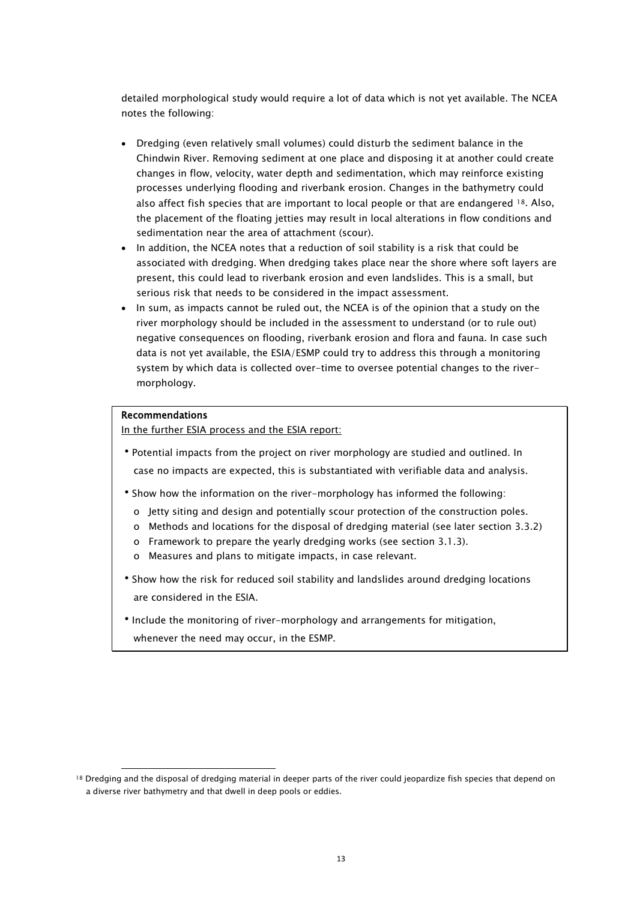detailed morphological study would require a lot of data which is not yet available. The NCEA notes the following:

- Dredging (even relatively small volumes) could disturb the sediment balance in the Chindwin River. Removing sediment at one place and disposing it at another could create changes in flow, velocity, water depth and sedimentation, which may reinforce existing processes underlying flooding and riverbank erosion. Changes in the bathymetry could also affect fish species that are important to local people or that are endangered [18]. Also, the placement of the floating jetties may result in local alterations in flow conditions and sedimentation near the area of attachment (scour).
- In addition, the NCEA notes that a reduction of soil stability is a risk that could be associated with dredging. When dredging takes place near the shore where soft layers are present, this could lead to riverbank erosion and even landslides. This is a small, but serious risk that needs to be considered in the impact assessment.
- In sum, as impacts cannot be ruled out, the NCEA is of the opinion that a study on the river morphology should be included in the assessment to understand (or to rule out) negative consequences on flooding, riverbank erosion and flora and fauna. In case such data is not yet available, the ESIA/ESMP could try to address this through a monitoring system by which data is collected over-time to oversee potential changes to the river-morphology.

**Recommendations**

In the further ESIA process and the ESIA report:

- Potential impacts from the project on river morphology are studied and outlined. In case no impacts are expected, this is substantiated with verifiable data and analysis.
- Show how the information on the river-morphology has informed the following:
  - Jetty siting and design and potentially scour protection of the construction poles.
  - Methods and locations for the disposal of dredging material (see later section 3.3.2)
  - Framework to prepare the yearly dredging works (see section 3.1.3).
  - Measures and plans to mitigate impacts, in case relevant.
- Show how the risk for reduced soil stability and landslides around dredging locations are considered in the ESIA.
- Include the monitoring of river-morphology and arrangements for mitigation, whenever the need may occur, in the ESMP.

[18] Dredging and the disposal of dredging material in deeper parts of the river could jeopardize fish species that depend on a diverse river bathymetry and that dwell in deep pools or eddies.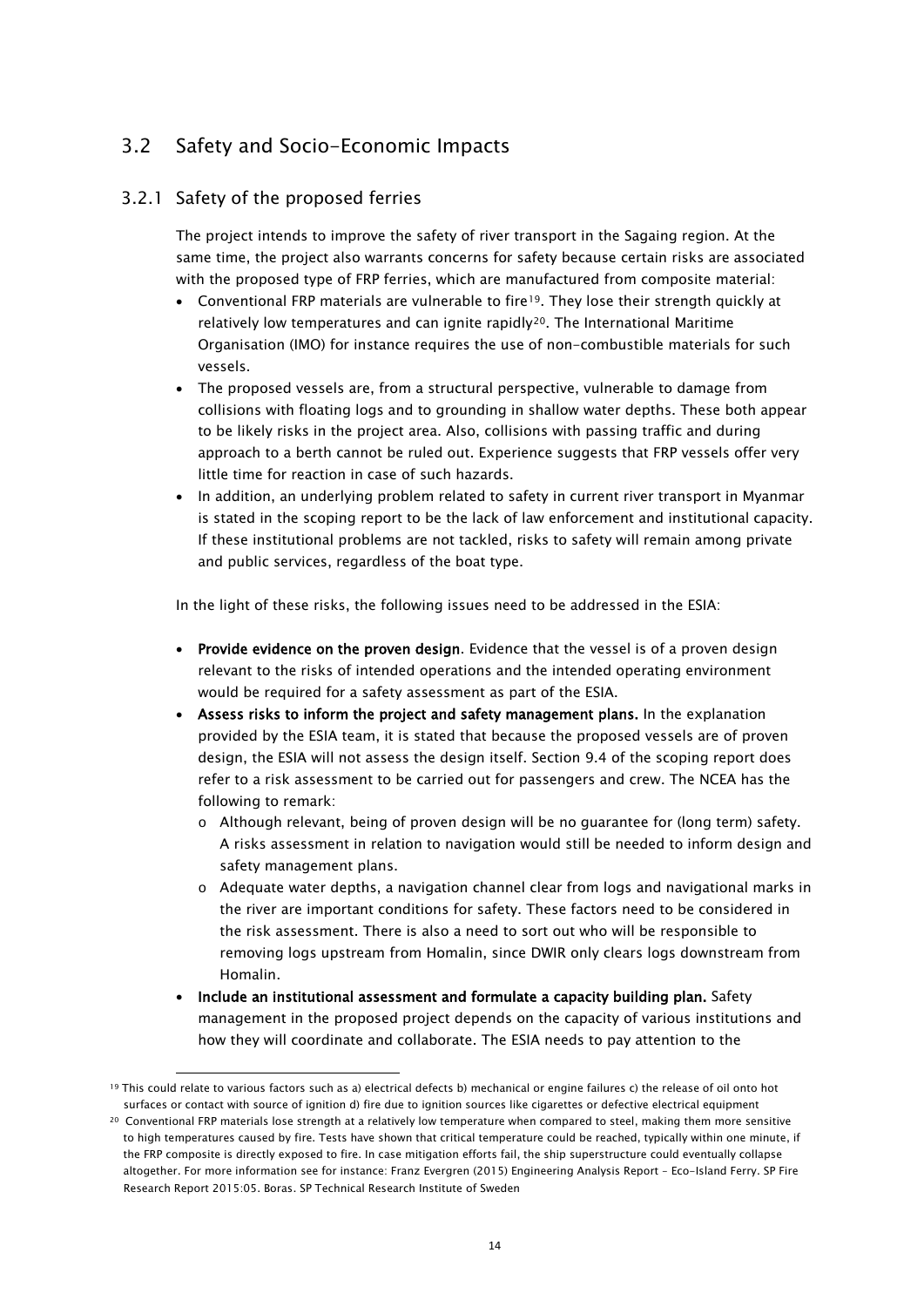## 3.2 Safety and Socio-Economic Impacts

### 3.2.1 Safety of the proposed ferries

The project intends to improve the safety of river transport in the Sagaing region. At the same time, the project also warrants concerns for safety because certain risks are associated with the proposed type of FRP ferries, which are manufactured from composite material:

- Conventional FRP materials are vulnerable to fire[19]. They lose their strength quickly at relatively low temperatures and can ignite rapidly[20]. The International Maritime Organisation (IMO) for instance requires the use of non-combustible materials for such vessels.
- The proposed vessels are, from a structural perspective, vulnerable to damage from collisions with floating logs and to grounding in shallow water depths. These both appear to be likely risks in the project area. Also, collisions with passing traffic and during approach to a berth cannot be ruled out. Experience suggests that FRP vessels offer very little time for reaction in case of such hazards.
- In addition, an underlying problem related to safety in current river transport in Myanmar is stated in the scoping report to be the lack of law enforcement and institutional capacity. If these institutional problems are not tackled, risks to safety will remain among private and public services, regardless of the boat type.

In the light of these risks, the following issues need to be addressed in the ESIA:

- **Provide evidence on the proven design.** Evidence that the vessel is of a proven design relevant to the risks of intended operations and the intended operating environment would be required for a safety assessment as part of the ESIA.
- **Assess risks to inform the project and safety management plans.** In the explanation provided by the ESIA team, it is stated that because the proposed vessels are of proven design, the ESIA will not assess the design itself. Section 9.4 of the scoping report does refer to a risk assessment to be carried out for passengers and crew. The NCEA has the following to remark:
  - Although relevant, being of proven design will be no guarantee for (long term) safety. A risks assessment in relation to navigation would still be needed to inform design and safety management plans.
  - Adequate water depths, a navigation channel clear from logs and navigational marks in the river are important conditions for safety. These factors need to be considered in the risk assessment. There is also a need to sort out who will be responsible to removing logs upstream from Homalin, since DWIR only clears logs downstream from Homalin.
- **Include an institutional assessment and formulate a capacity building plan.** Safety management in the proposed project depends on the capacity of various institutions and how they will coordinate and collaborate. The ESIA needs to pay attention to the

---

[19] This could relate to various factors such as a) electrical defects b) mechanical or engine failures c) the release of oil onto hot surfaces or contact with source of ignition d) fire due to ignition sources like cigarettes or defective electrical equipment

[20] Conventional FRP materials lose strength at a relatively low temperature when compared to steel, making them more sensitive to high temperatures caused by fire. Tests have shown that critical temperature could be reached, typically within one minute, if the FRP composite is directly exposed to fire. In case mitigation efforts fail, the ship superstructure could eventually collapse altogether. For more information see for instance: Franz Evergren (2015) Engineering Analysis Report – Eco-Island Ferry. SP Fire Research Report 2015:05. Boras. SP Technical Research Institute of Sweden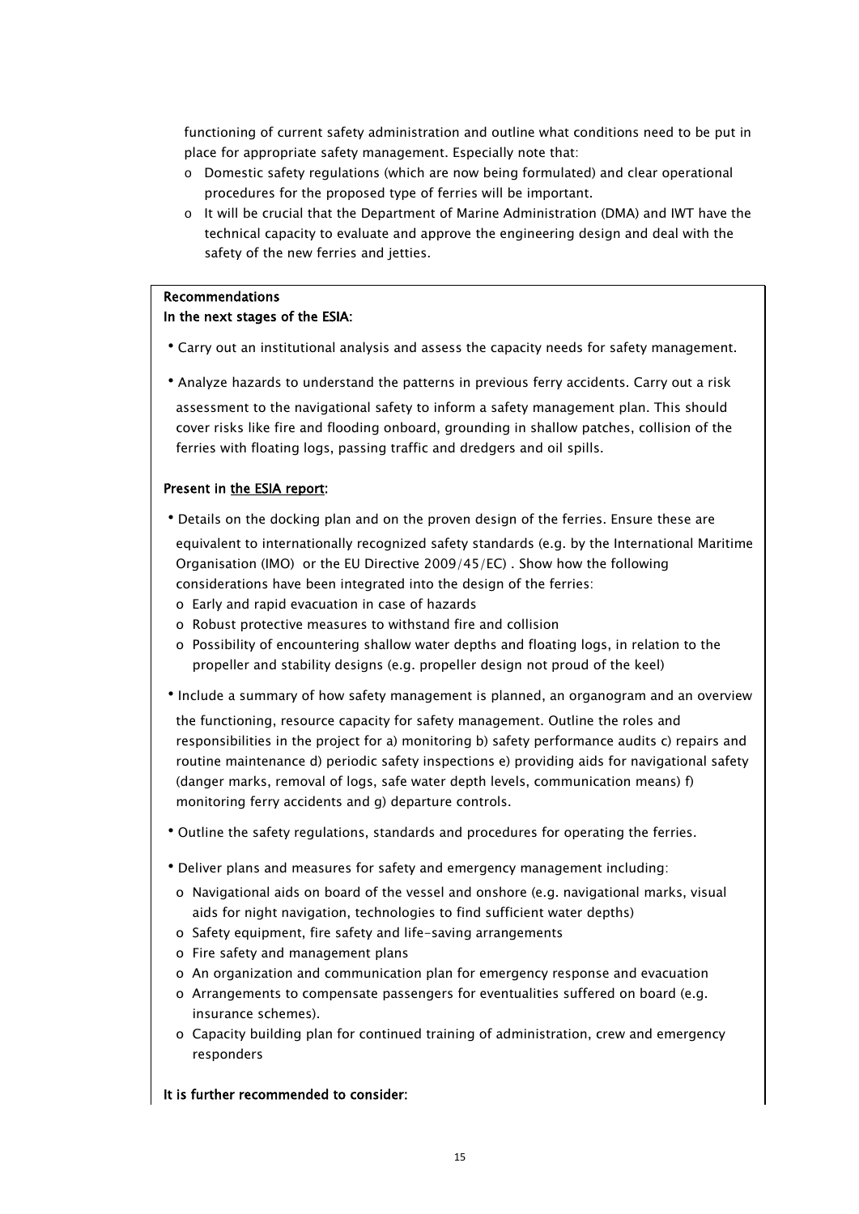functioning of current safety administration and outline what conditions need to be put in place for appropriate safety management. Especially note that:

- o Domestic safety regulations (which are now being formulated) and clear operational procedures for the proposed type of ferries will be important.
- o It will be crucial that the Department of Marine Administration (DMA) and IWT have the technical capacity to evaluate and approve the engineering design and deal with the safety of the new ferries and jetties.

**Recommendations**
**In the next stages of the ESIA:**

- Carry out an institutional analysis and assess the capacity needs for safety management.
- Analyze hazards to understand the patterns in previous ferry accidents. Carry out a risk assessment to the navigational safety to inform a safety management plan. This should cover risks like fire and flooding onboard, grounding in shallow patches, collision of the ferries with floating logs, passing traffic and dredgers and oil spills.

**Present in <u>the ESIA report</u>:**

- Details on the docking plan and on the proven design of the ferries. Ensure these are equivalent to internationally recognized safety standards (e.g. by the International Maritime Organisation (IMO) or the EU Directive 2009/45/EC) . Show how the following considerations have been integrated into the design of the ferries:
  - o Early and rapid evacuation in case of hazards
  - o Robust protective measures to withstand fire and collision
  - o Possibility of encountering shallow water depths and floating logs, in relation to the propeller and stability designs (e.g. propeller design not proud of the keel)
- Include a summary of how safety management is planned, an organogram and an overview the functioning, resource capacity for safety management. Outline the roles and responsibilities in the project for a) monitoring b) safety performance audits c) repairs and routine maintenance d) periodic safety inspections e) providing aids for navigational safety (danger marks, removal of logs, safe water depth levels, communication means) f) monitoring ferry accidents and g) departure controls.
- Outline the safety regulations, standards and procedures for operating the ferries.
- Deliver plans and measures for safety and emergency management including:
  - o Navigational aids on board of the vessel and onshore (e.g. navigational marks, visual aids for night navigation, technologies to find sufficient water depths)
  - o Safety equipment, fire safety and life-saving arrangements
  - o Fire safety and management plans
  - o An organization and communication plan for emergency response and evacuation
  - o Arrangements to compensate passengers for eventualities suffered on board (e.g. insurance schemes).
  - o Capacity building plan for continued training of administration, crew and emergency responders

**It is further recommended to consider:**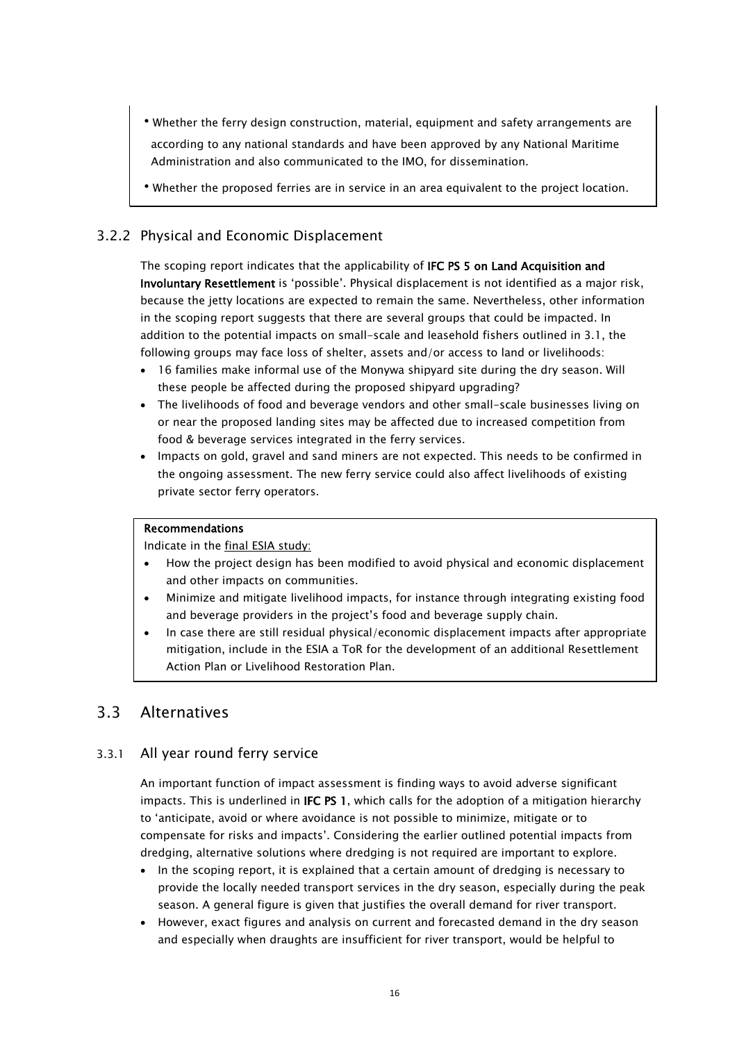- Whether the ferry design construction, material, equipment and safety arrangements are according to any national standards and have been approved by any National Maritime Administration and also communicated to the IMO, for dissemination.
- Whether the proposed ferries are in service in an area equivalent to the project location.

### 3.2.2 Physical and Economic Displacement

The scoping report indicates that the applicability of **IFC PS 5 on Land Acquisition and Involuntary Resettlement** is 'possible'. Physical displacement is not identified as a major risk, because the jetty locations are expected to remain the same. Nevertheless, other information in the scoping report suggests that there are several groups that could be impacted. In addition to the potential impacts on small-scale and leasehold fishers outlined in 3.1, the following groups may face loss of shelter, assets and/or access to land or livelihoods:

- 16 families make informal use of the Monywa shipyard site during the dry season. Will these people be affected during the proposed shipyard upgrading?
- The livelihoods of food and beverage vendors and other small-scale businesses living on or near the proposed landing sites may be affected due to increased competition from food & beverage services integrated in the ferry services.
- Impacts on gold, gravel and sand miners are not expected. This needs to be confirmed in the ongoing assessment. The new ferry service could also affect livelihoods of existing private sector ferry operators.

**Recommendations**

Indicate in the final ESIA study:

- How the project design has been modified to avoid physical and economic displacement and other impacts on communities.
- Minimize and mitigate livelihood impacts, for instance through integrating existing food and beverage providers in the project's food and beverage supply chain.
- In case there are still residual physical/economic displacement impacts after appropriate mitigation, include in the ESIA a ToR for the development of an additional Resettlement Action Plan or Livelihood Restoration Plan.

## 3.3 Alternatives

### 3.3.1 All year round ferry service

An important function of impact assessment is finding ways to avoid adverse significant impacts. This is underlined in **IFC PS 1**, which calls for the adoption of a mitigation hierarchy to 'anticipate, avoid or where avoidance is not possible to minimize, mitigate or to compensate for risks and impacts'. Considering the earlier outlined potential impacts from dredging, alternative solutions where dredging is not required are important to explore.

- In the scoping report, it is explained that a certain amount of dredging is necessary to provide the locally needed transport services in the dry season, especially during the peak season. A general figure is given that justifies the overall demand for river transport.
- However, exact figures and analysis on current and forecasted demand in the dry season and especially when draughts are insufficient for river transport, would be helpful to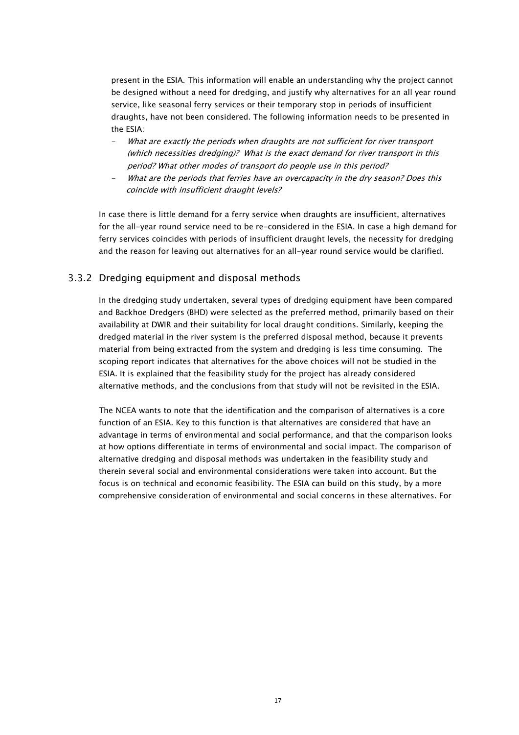present in the ESIA. This information will enable an understanding why the project cannot be designed without a need for dredging, and justify why alternatives for an all year round service, like seasonal ferry services or their temporary stop in periods of insufficient draughts, have not been considered. The following information needs to be presented in the ESIA:

- *What are exactly the periods when draughts are not sufficient for river transport (which necessities dredging)? What is the exact demand for river transport in this period? What other modes of transport do people use in this period?*
- *What are the periods that ferries have an overcapacity in the dry season? Does this coincide with insufficient draught levels?*

In case there is little demand for a ferry service when draughts are insufficient, alternatives for the all-year round service need to be re-considered in the ESIA. In case a high demand for ferry services coincides with periods of insufficient draught levels, the necessity for dredging and the reason for leaving out alternatives for an all-year round service would be clarified.

### 3.3.2 Dredging equipment and disposal methods

In the dredging study undertaken, several types of dredging equipment have been compared and Backhoe Dredgers (BHD) were selected as the preferred method, primarily based on their availability at DWIR and their suitability for local draught conditions. Similarly, keeping the dredged material in the river system is the preferred disposal method, because it prevents material from being extracted from the system and dredging is less time consuming. The scoping report indicates that alternatives for the above choices will not be studied in the ESIA. It is explained that the feasibility study for the project has already considered alternative methods, and the conclusions from that study will not be revisited in the ESIA.

The NCEA wants to note that the identification and the comparison of alternatives is a core function of an ESIA. Key to this function is that alternatives are considered that have an advantage in terms of environmental and social performance, and that the comparison looks at how options differentiate in terms of environmental and social impact. The comparison of alternative dredging and disposal methods was undertaken in the feasibility study and therein several social and environmental considerations were taken into account. But the focus is on technical and economic feasibility. The ESIA can build on this study, by a more comprehensive consideration of environmental and social concerns in these alternatives. For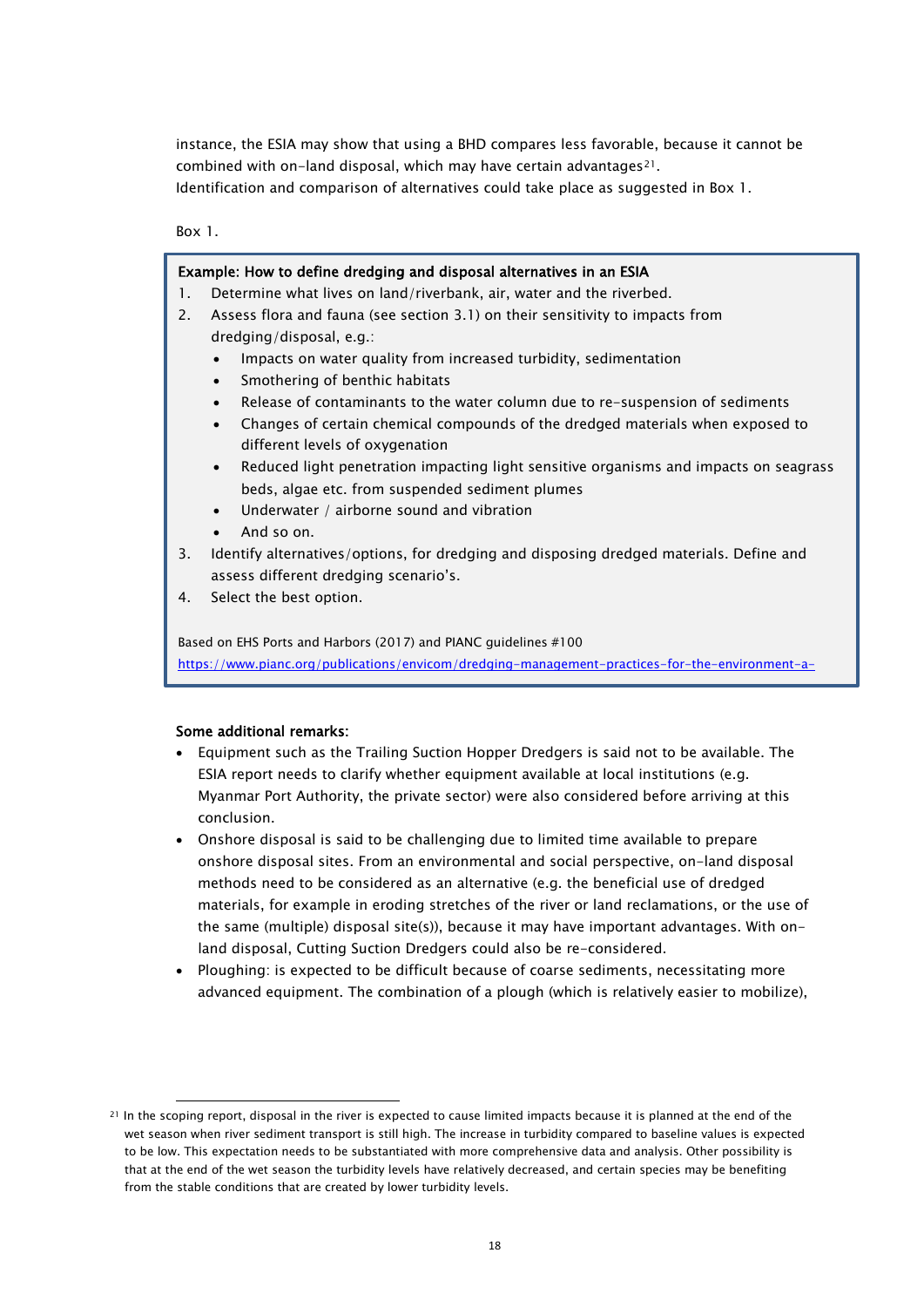instance, the ESIA may show that using a BHD compares less favorable, because it cannot be combined with on-land disposal, which may have certain advantages[21].
Identification and comparison of alternatives could take place as suggested in Box 1.

Box 1.

> **Example: How to define dredging and disposal alternatives in an ESIA**
>
> 1. Determine what lives on land/riverbank, air, water and the riverbed.
> 2. Assess flora and fauna (see section 3.1) on their sensitivity to impacts from dredging/disposal, e.g.:
>    - Impacts on water quality from increased turbidity, sedimentation
>    - Smothering of benthic habitats
>    - Release of contaminants to the water column due to re-suspension of sediments
>    - Changes of certain chemical compounds of the dredged materials when exposed to different levels of oxygenation
>    - Reduced light penetration impacting light sensitive organisms and impacts on seagrass beds, algae etc. from suspended sediment plumes
>    - Underwater / airborne sound and vibration
>    - And so on.
> 3. Identify alternatives/options, for dredging and disposing dredged materials. Define and assess different dredging scenario's.
> 4. Select the best option.
>
> Based on EHS Ports and Harbors (2017) and PIANC guidelines #100
> https://www.pianc.org/publications/envicom/dredging-management-practices-for-the-environment-a-

**Some additional remarks:**

- Equipment such as the Trailing Suction Hopper Dredgers is said not to be available. The ESIA report needs to clarify whether equipment available at local institutions (e.g. Myanmar Port Authority, the private sector) were also considered before arriving at this conclusion.
- Onshore disposal is said to be challenging due to limited time available to prepare onshore disposal sites. From an environmental and social perspective, on-land disposal methods need to be considered as an alternative (e.g. the beneficial use of dredged materials, for example in eroding stretches of the river or land reclamations, or the use of the same (multiple) disposal site(s)), because it may have important advantages. With on-land disposal, Cutting Suction Dredgers could also be re-considered.
- Ploughing: is expected to be difficult because of coarse sediments, necessitating more advanced equipment. The combination of a plough (which is relatively easier to mobilize),

[21] In the scoping report, disposal in the river is expected to cause limited impacts because it is planned at the end of the wet season when river sediment transport is still high. The increase in turbidity compared to baseline values is expected to be low. This expectation needs to be substantiated with more comprehensive data and analysis. Other possibility is that at the end of the wet season the turbidity levels have relatively decreased, and certain species may be benefiting from the stable conditions that are created by lower turbidity levels.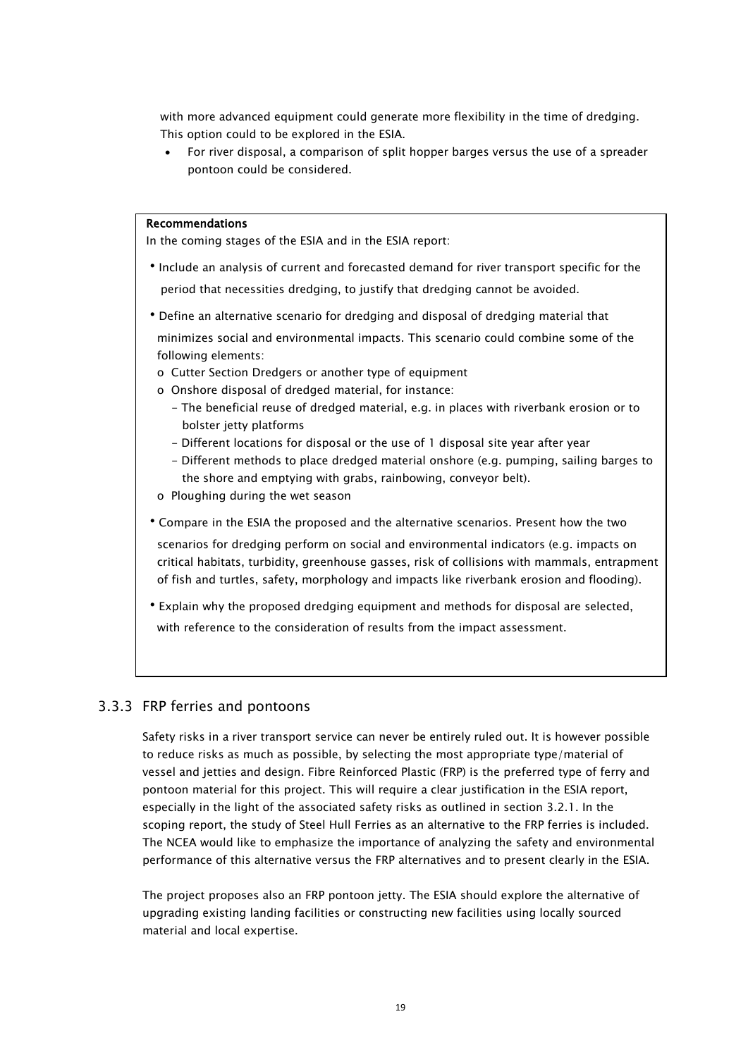with more advanced equipment could generate more flexibility in the time of dredging. This option could to be explored in the ESIA.

- For river disposal, a comparison of split hopper barges versus the use of a spreader pontoon could be considered.

**Recommendations**

In the coming stages of the ESIA and in the ESIA report:

- Include an analysis of current and forecasted demand for river transport specific for the period that necessities dredging, to justify that dredging cannot be avoided.
- Define an alternative scenario for dredging and disposal of dredging material that minimizes social and environmental impacts. This scenario could combine some of the following elements:
  - o Cutter Section Dredgers or another type of equipment
  - o Onshore disposal of dredged material, for instance:
    - The beneficial reuse of dredged material, e.g. in places with riverbank erosion or to bolster jetty platforms
    - Different locations for disposal or the use of 1 disposal site year after year
    - Different methods to place dredged material onshore (e.g. pumping, sailing barges to the shore and emptying with grabs, rainbowing, conveyor belt).
  - o Ploughing during the wet season
- Compare in the ESIA the proposed and the alternative scenarios. Present how the two scenarios for dredging perform on social and environmental indicators (e.g. impacts on critical habitats, turbidity, greenhouse gasses, risk of collisions with mammals, entrapment of fish and turtles, safety, morphology and impacts like riverbank erosion and flooding).
- Explain why the proposed dredging equipment and methods for disposal are selected, with reference to the consideration of results from the impact assessment.

### 3.3.3 FRP ferries and pontoons

Safety risks in a river transport service can never be entirely ruled out. It is however possible to reduce risks as much as possible, by selecting the most appropriate type/material of vessel and jetties and design. Fibre Reinforced Plastic (FRP) is the preferred type of ferry and pontoon material for this project. This will require a clear justification in the ESIA report, especially in the light of the associated safety risks as outlined in section 3.2.1. In the scoping report, the study of Steel Hull Ferries as an alternative to the FRP ferries is included. The NCEA would like to emphasize the importance of analyzing the safety and environmental performance of this alternative versus the FRP alternatives and to present clearly in the ESIA.

The project proposes also an FRP pontoon jetty. The ESIA should explore the alternative of upgrading existing landing facilities or constructing new facilities using locally sourced material and local expertise.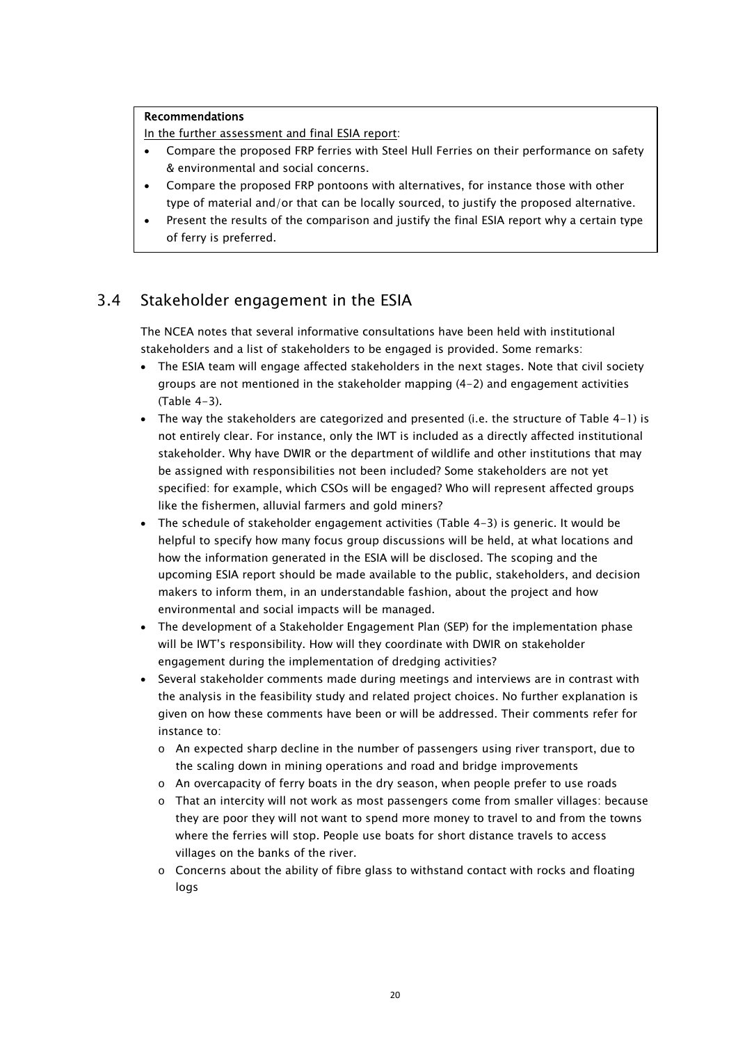**Recommendations**

In the further assessment and final ESIA report:

- Compare the proposed FRP ferries with Steel Hull Ferries on their performance on safety & environmental and social concerns.
- Compare the proposed FRP pontoons with alternatives, for instance those with other type of material and/or that can be locally sourced, to justify the proposed alternative.
- Present the results of the comparison and justify the final ESIA report why a certain type of ferry is preferred.

## 3.4 Stakeholder engagement in the ESIA

The NCEA notes that several informative consultations have been held with institutional stakeholders and a list of stakeholders to be engaged is provided. Some remarks:

- The ESIA team will engage affected stakeholders in the next stages. Note that civil society groups are not mentioned in the stakeholder mapping (4-2) and engagement activities (Table 4-3).
- The way the stakeholders are categorized and presented (i.e. the structure of Table 4-1) is not entirely clear. For instance, only the IWT is included as a directly affected institutional stakeholder. Why have DWIR or the department of wildlife and other institutions that may be assigned with responsibilities not been included? Some stakeholders are not yet specified: for example, which CSOs will be engaged? Who will represent affected groups like the fishermen, alluvial farmers and gold miners?
- The schedule of stakeholder engagement activities (Table 4-3) is generic. It would be helpful to specify how many focus group discussions will be held, at what locations and how the information generated in the ESIA will be disclosed. The scoping and the upcoming ESIA report should be made available to the public, stakeholders, and decision makers to inform them, in an understandable fashion, about the project and how environmental and social impacts will be managed.
- The development of a Stakeholder Engagement Plan (SEP) for the implementation phase will be IWT's responsibility. How will they coordinate with DWIR on stakeholder engagement during the implementation of dredging activities?
- Several stakeholder comments made during meetings and interviews are in contrast with the analysis in the feasibility study and related project choices. No further explanation is given on how these comments have been or will be addressed. Their comments refer for instance to:
  - An expected sharp decline in the number of passengers using river transport, due to the scaling down in mining operations and road and bridge improvements
  - An overcapacity of ferry boats in the dry season, when people prefer to use roads
  - That an intercity will not work as most passengers come from smaller villages: because they are poor they will not want to spend more money to travel to and from the towns where the ferries will stop. People use boats for short distance travels to access villages on the banks of the river.
  - Concerns about the ability of fibre glass to withstand contact with rocks and floating logs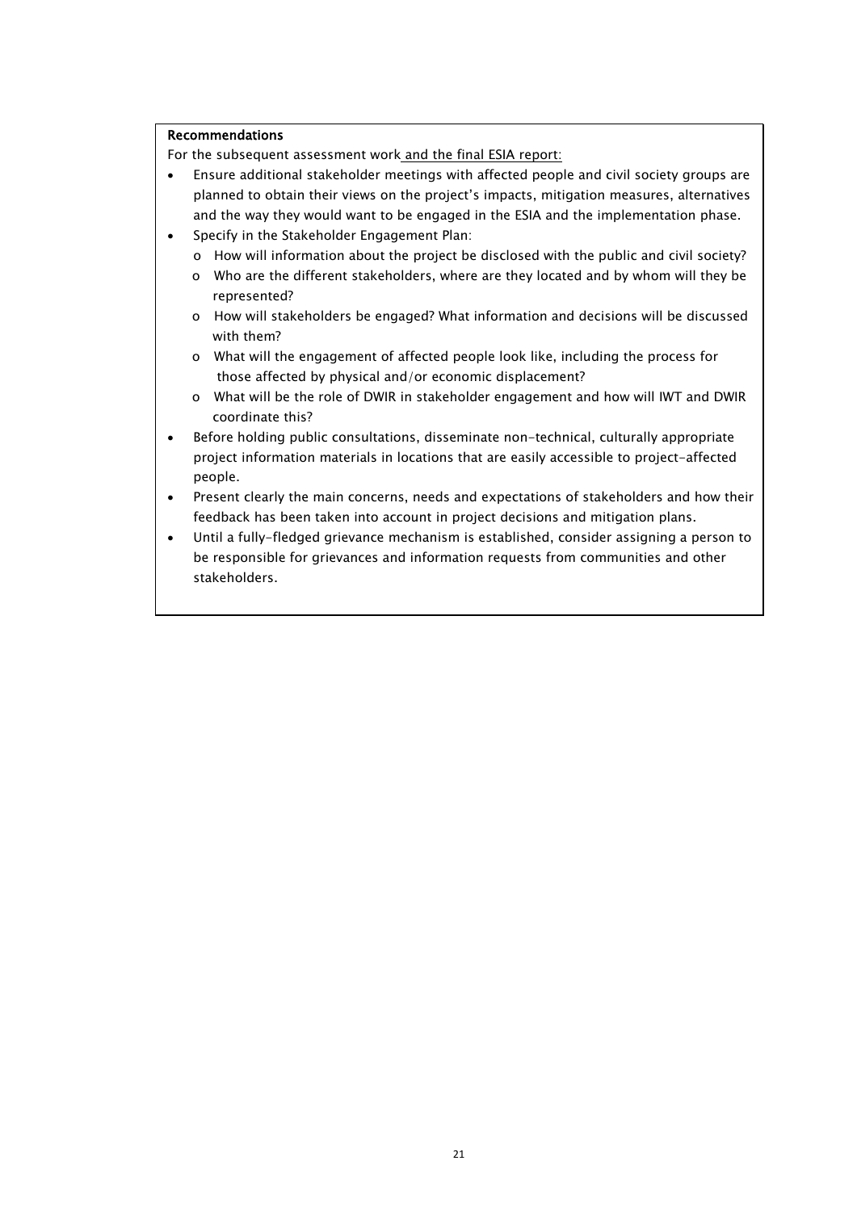**Recommendations**

For the subsequent assessment work and the final ESIA report:

- Ensure additional stakeholder meetings with affected people and civil society groups are planned to obtain their views on the project's impacts, mitigation measures, alternatives and the way they would want to be engaged in the ESIA and the implementation phase.
- Specify in the Stakeholder Engagement Plan:
    - How will information about the project be disclosed with the public and civil society?
    - Who are the different stakeholders, where are they located and by whom will they be represented?
    - How will stakeholders be engaged? What information and decisions will be discussed with them?
    - What will the engagement of affected people look like, including the process for those affected by physical and/or economic displacement?
    - What will be the role of DWIR in stakeholder engagement and how will IWT and DWIR coordinate this?
- Before holding public consultations, disseminate non-technical, culturally appropriate project information materials in locations that are easily accessible to project-affected people.
- Present clearly the main concerns, needs and expectations of stakeholders and how their feedback has been taken into account in project decisions and mitigation plans.
- Until a fully-fledged grievance mechanism is established, consider assigning a person to be responsible for grievances and information requests from communities and other stakeholders.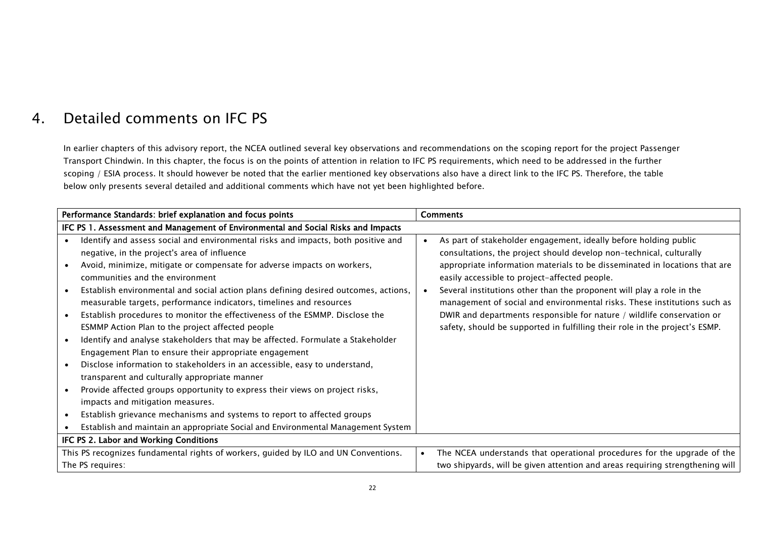# 4. Detailed comments on IFC PS

In earlier chapters of this advisory report, the NCEA outlined several key observations and recommendations on the scoping report for the project Passenger Transport Chindwin. In this chapter, the focus is on the points of attention in relation to IFC PS requirements, which need to be addressed in the further scoping / ESIA process. It should however be noted that the earlier mentioned key observations also have a direct link to the IFC PS. Therefore, the table below only presents several detailed and additional comments which have not yet been highlighted before.

| Performance Standards: brief explanation and focus points | Comments |
|---|---|
| **IFC PS 1. Assessment and Management of Environmental and Social Risks and Impacts** | |
| • Identify and assess social and environmental risks and impacts, both positive and negative, in the project's area of influence<br>• Avoid, minimize, mitigate or compensate for adverse impacts on workers, communities and the environment<br>• Establish environmental and social action plans defining desired outcomes, actions, measurable targets, performance indicators, timelines and resources<br>• Establish procedures to monitor the effectiveness of the ESMMP. Disclose the ESMMP Action Plan to the project affected people<br>• Identify and analyse stakeholders that may be affected. Formulate a Stakeholder Engagement Plan to ensure their appropriate engagement<br>• Disclose information to stakeholders in an accessible, easy to understand, transparent and culturally appropriate manner<br>• Provide affected groups opportunity to express their views on project risks, impacts and mitigation measures.<br>• Establish grievance mechanisms and systems to report to affected groups<br>• Establish and maintain an appropriate Social and Environmental Management System | • As part of stakeholder engagement, ideally before holding public consultations, the project should develop non-technical, culturally appropriate information materials to be disseminated in locations that are easily accessible to project-affected people.<br>• Several institutions other than the proponent will play a role in the management of social and environmental risks. These institutions such as DWIR and departments responsible for nature / wildlife conservation or safety, should be supported in fulfilling their role in the project's ESMP. |
| **IFC PS 2. Labor and Working Conditions** | |
| This PS recognizes fundamental rights of workers, guided by ILO and UN Conventions. The PS requires: | • The NCEA understands that operational procedures for the upgrade of the two shipyards, will be given attention and areas requiring strengthening will |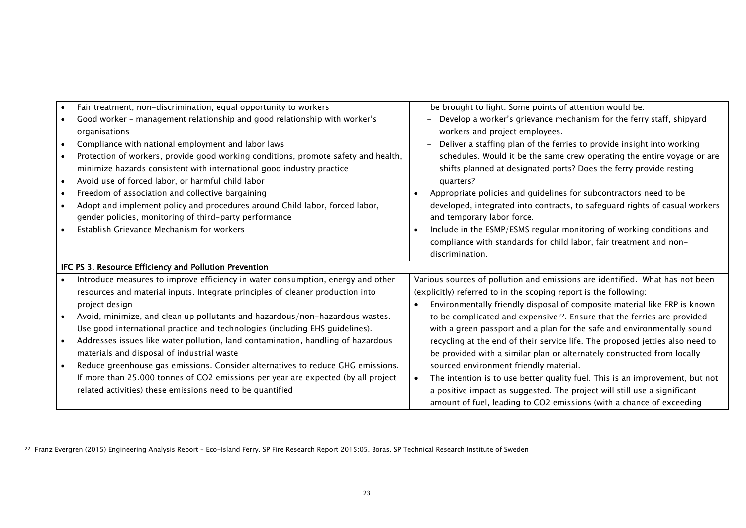| | |
|---|---|
| • Fair treatment, non-discrimination, equal opportunity to workers<br>• Good worker – management relationship and good relationship with worker's organisations<br>• Compliance with national employment and labor laws<br>• Protection of workers, provide good working conditions, promote safety and health, minimize hazards consistent with international good industry practice<br>• Avoid use of forced labor, or harmful child labor<br>• Freedom of association and collective bargaining<br>• Adopt and implement policy and procedures around Child labor, forced labor, gender policies, monitoring of third-party performance<br>• Establish Grievance Mechanism for workers | be brought to light. Some points of attention would be:<br>- Develop a worker's grievance mechanism for the ferry staff, shipyard workers and project employees.<br>- Deliver a staffing plan of the ferries to provide insight into working schedules. Would it be the same crew operating the entire voyage or are shifts planned at designated ports? Does the ferry provide resting quarters?<br>• Appropriate policies and guidelines for subcontractors need to be developed, integrated into contracts, to safeguard rights of casual workers and temporary labor force.<br>• Include in the ESMP/ESMS regular monitoring of working conditions and compliance with standards for child labor, fair treatment and non-discrimination. |
| **IFC PS 3. Resource Efficiency and Pollution Prevention** | |
| • Introduce measures to improve efficiency in water consumption, energy and other resources and material inputs. Integrate principles of cleaner production into project design<br>• Avoid, minimize, and clean up pollutants and hazardous/non-hazardous wastes. Use good international practice and technologies (including EHS guidelines).<br>• Addresses issues like water pollution, land contamination, handling of hazardous materials and disposal of industrial waste<br>• Reduce greenhouse gas emissions. Consider alternatives to reduce GHG emissions. If more than 25.000 tonnes of $CO_2$ emissions per year are expected (by all project related activities) these emissions need to be quantified | Various sources of pollution and emissions are identified. What has not been (explicitly) referred to in the scoping report is the following:<br>• Environmentally friendly disposal of composite material like FRP is known to be complicated and expensive[22]. Ensure that the ferries are provided with a green passport and a plan for the safe and environmentally sound recycling at the end of their service life. The proposed jetties also need to be provided with a similar plan or alternately constructed from locally sourced environment friendly material.<br>• The intention is to use better quality fuel. This is an improvement, but not a positive impact as suggested. The project will still use a significant amount of fuel, leading to $CO_2$ emissions (with a chance of exceeding |

[22] Franz Evergren (2015) Engineering Analysis Report – Eco-Island Ferry. SP Fire Research Report 2015:05. Boras. SP Technical Research Institute of Sweden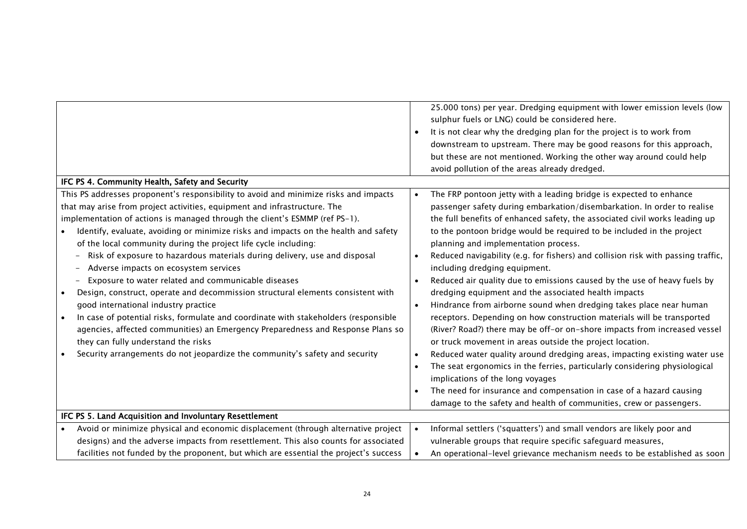| | |
|---|---|
| | 25.000 tons) per year. Dredging equipment with lower emission levels (low sulphur fuels or LNG) could be considered here.<br>• It is not clear why the dredging plan for the project is to work from downstream to upstream. There may be good reasons for this approach, but these are not mentioned. Working the other way around could help avoid pollution of the areas already dredged. |
| **IFC PS 4. Community Health, Safety and Security** | |
| This PS addresses proponent's responsibility to avoid and minimize risks and impacts that may arise from project activities, equipment and infrastructure. The implementation of actions is managed through the client's ESMMP (ref PS-1).<br>• Identify, evaluate, avoiding or minimize risks and impacts on the health and safety of the local community during the project life cycle including:<br>  - Risk of exposure to hazardous materials during delivery, use and disposal<br>  - Adverse impacts on ecosystem services<br>  - Exposure to water related and communicable diseases<br>• Design, construct, operate and decommission structural elements consistent with good international industry practice<br>• In case of potential risks, formulate and coordinate with stakeholders (responsible agencies, affected communities) an Emergency Preparedness and Response Plans so they can fully understand the risks<br>• Security arrangements do not jeopardize the community's safety and security | • The FRP pontoon jetty with a leading bridge is expected to enhance passenger safety during embarkation/disembarkation. In order to realise the full benefits of enhanced safety, the associated civil works leading up to the pontoon bridge would be required to be included in the project planning and implementation process.<br>• Reduced navigability (e.g. for fishers) and collision risk with passing traffic, including dredging equipment.<br>• Reduced air quality due to emissions caused by the use of heavy fuels by dredging equipment and the associated health impacts<br>• Hindrance from airborne sound when dredging takes place near human receptors. Depending on how construction materials will be transported (River? Road?) there may be off-or on-shore impacts from increased vessel or truck movement in areas outside the project location.<br>• Reduced water quality around dredging areas, impacting existing water use<br>• The seat ergonomics in the ferries, particularly considering physiological implications of the long voyages<br>• The need for insurance and compensation in case of a hazard causing damage to the safety and health of communities, crew or passengers. |
| **IFC PS 5. Land Acquisition and Involuntary Resettlement** | |
| • Avoid or minimize physical and economic displacement (through alternative project designs) and the adverse impacts from resettlement. This also counts for associated facilities not funded by the proponent, but which are essential the project's success | • Informal settlers ('squatters') and small vendors are likely poor and vulnerable groups that require specific safeguard measures,<br>• An operational-level grievance mechanism needs to be established as soon |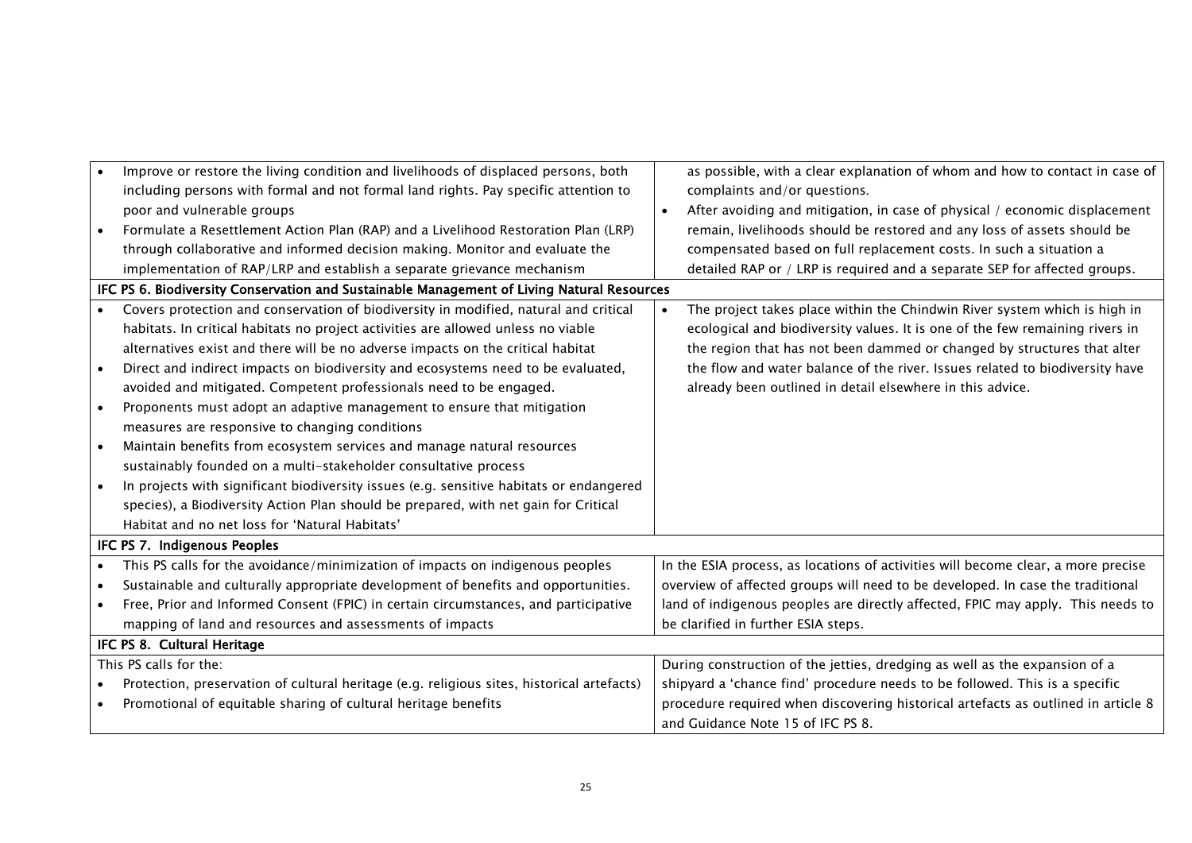| | |
|---|---|
| • Improve or restore the living condition and livelihoods of displaced persons, both including persons with formal and not formal land rights. Pay specific attention to poor and vulnerable groups<br>• Formulate a Resettlement Action Plan (RAP) and a Livelihood Restoration Plan (LRP) through collaborative and informed decision making. Monitor and evaluate the implementation of RAP/LRP and establish a separate grievance mechanism | as possible, with a clear explanation of whom and how to contact in case of complaints and/or questions.<br>• After avoiding and mitigation, in case of physical / economic displacement remain, livelihoods should be restored and any loss of assets should be compensated based on full replacement costs. In such a situation a detailed RAP or / LRP is required and a separate SEP for affected groups. |
| **IFC PS 6. Biodiversity Conservation and Sustainable Management of Living Natural Resources** | |
| • Covers protection and conservation of biodiversity in modified, natural and critical habitats. In critical habitats no project activities are allowed unless no viable alternatives exist and there will be no adverse impacts on the critical habitat<br>• Direct and indirect impacts on biodiversity and ecosystems need to be evaluated, avoided and mitigated. Competent professionals need to be engaged.<br>• Proponents must adopt an adaptive management to ensure that mitigation measures are responsive to changing conditions<br>• Maintain benefits from ecosystem services and manage natural resources sustainably founded on a multi-stakeholder consultative process<br>• In projects with significant biodiversity issues (e.g. sensitive habitats or endangered species), a Biodiversity Action Plan should be prepared, with net gain for Critical Habitat and no net loss for 'Natural Habitats' | • The project takes place within the Chindwin River system which is high in ecological and biodiversity values. It is one of the few remaining rivers in the region that has not been dammed or changed by structures that alter the flow and water balance of the river. Issues related to biodiversity have already been outlined in detail elsewhere in this advice. |
| **IFC PS 7. Indigenous Peoples** | |
| • This PS calls for the avoidance/minimization of impacts on indigenous peoples<br>• Sustainable and culturally appropriate development of benefits and opportunities.<br>• Free, Prior and Informed Consent (FPIC) in certain circumstances, and participative mapping of land and resources and assessments of impacts | In the ESIA process, as locations of activities will become clear, a more precise overview of affected groups will need to be developed. In case the traditional land of indigenous peoples are directly affected, FPIC may apply. This needs to be clarified in further ESIA steps. |
| **IFC PS 8. Cultural Heritage** | |
| This PS calls for the:<br>• Protection, preservation of cultural heritage (e.g. religious sites, historical artefacts)<br>• Promotional of equitable sharing of cultural heritage benefits | During construction of the jetties, dredging as well as the expansion of a shipyard a 'chance find' procedure needs to be followed. This is a specific procedure required when discovering historical artefacts as outlined in article 8 and Guidance Note 15 of IFC PS 8. |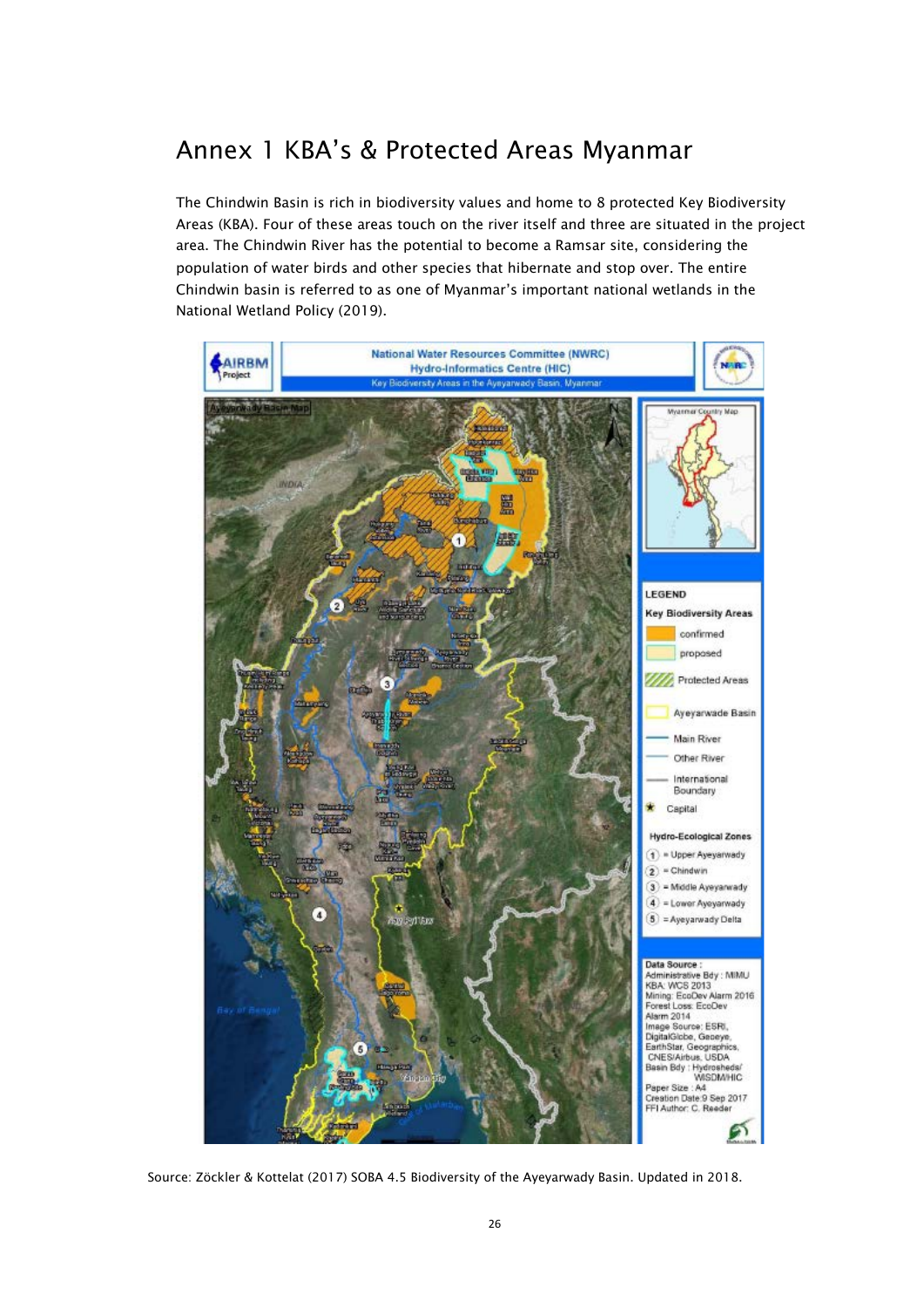# Annex 1 KBA's & Protected Areas Myanmar

The Chindwin Basin is rich in biodiversity values and home to 8 protected Key Biodiversity Areas (KBA). Four of these areas touch on the river itself and three are situated in the project area. The Chindwin River has the potential to become a Ramsar site, considering the population of water birds and other species that hibernate and stop over. The entire Chindwin basin is referred to as one of Myanmar's important national wetlands in the National Wetland Policy (2019).

AIRBM Project

National Water Resources Committee (NWRC)
Hydro-Informatics Centre (HIC)
Key Biodiversity Areas in the Ayeyarwady Basin, Myanmar

Ayeyarwady Basin Map

Myanmar Country Map

LEGEND
Key Biodiversity Areas
confirmed
proposed
Protected Areas
Ayeyarwade Basin
Main River
Other River
International Boundary
Capital

Hydro-Ecological Zones
1 = Upper Ayeyarwady
2 = Chindwin
3 = Middle Ayeyarwady
4 = Lower Ayeyarwady
5 = Ayeyarwady Delta

Data Source :
Administrative Bdy : MIMU
KBA: WCS 2013
Mining: EcoDev Alarm 2016
Forest Loss: EcoDev Alarm 2014
Image Source: ESRI, DigitalGlobe, Geoeye, EarthStar, Geographics, CNES/Airbus, USDA
Basin Bdy : Hydrosheds/ WISDM/HIC
Paper Size : A4
Creation Date: 9 Sep 2017
FFI Author: C. Reeder

Source: Zöckler & Kottelat (2017) SOBA 4.5 Biodiversity of the Ayeyarwady Basin. Updated in 2018.